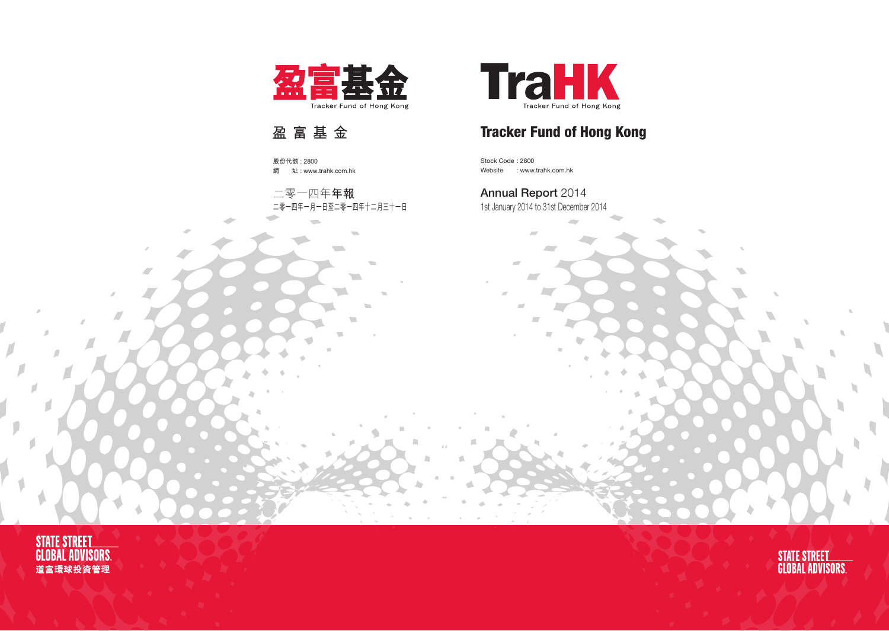盈富基金

Tracker Fund of Hong Kong

# 盈 富 基 金

股份代號 : 2800
網　　址 : www.trahk.com.hk

二零一四年**年報**

二零一四年一月一日至二零一四年十二月三十一日

STATE STREET GLOBAL ADVISORS.
道富環球投資管理

TraHK

Tracker Fund of Hong Kong

# Tracker Fund of Hong Kong

Stock Code : 2800
Website : www.trahk.com.hk

**Annual Report** 2014

1st January 2014 to 31st December 2014

STATE STREET GLOBAL ADVISORS.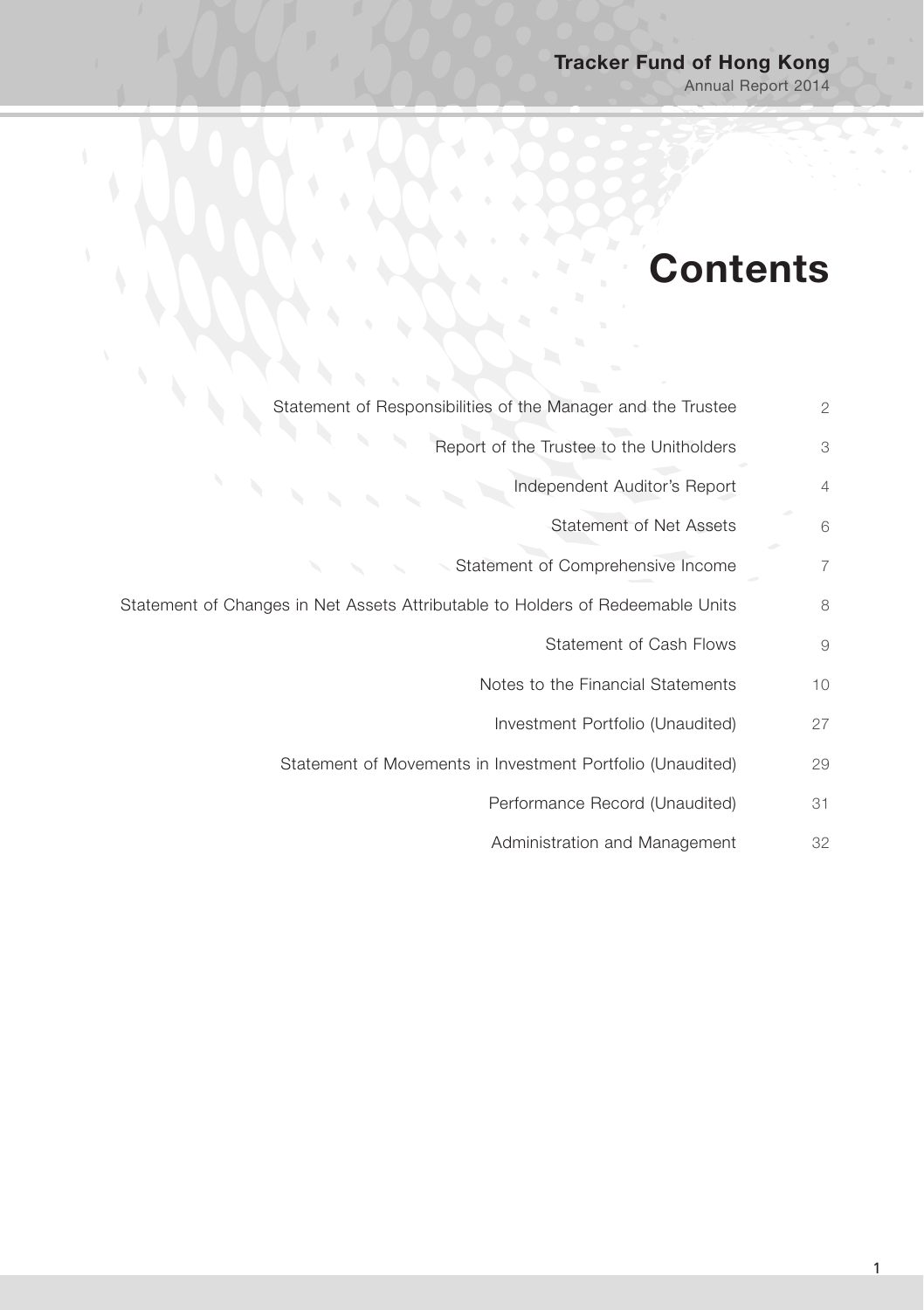# Contents

| | |
|---|---|
| Statement of Responsibilities of the Manager and the Trustee | 2 |
| Report of the Trustee to the Unitholders | 3 |
| Independent Auditor's Report | 4 |
| Statement of Net Assets | 6 |
| Statement of Comprehensive Income | 7 |
| Statement of Changes in Net Assets Attributable to Holders of Redeemable Units | 8 |
| Statement of Cash Flows | 9 |
| Notes to the Financial Statements | 10 |
| Investment Portfolio (Unaudited) | 27 |
| Statement of Movements in Investment Portfolio (Unaudited) | 29 |
| Performance Record (Unaudited) | 31 |
| Administration and Management | 32 |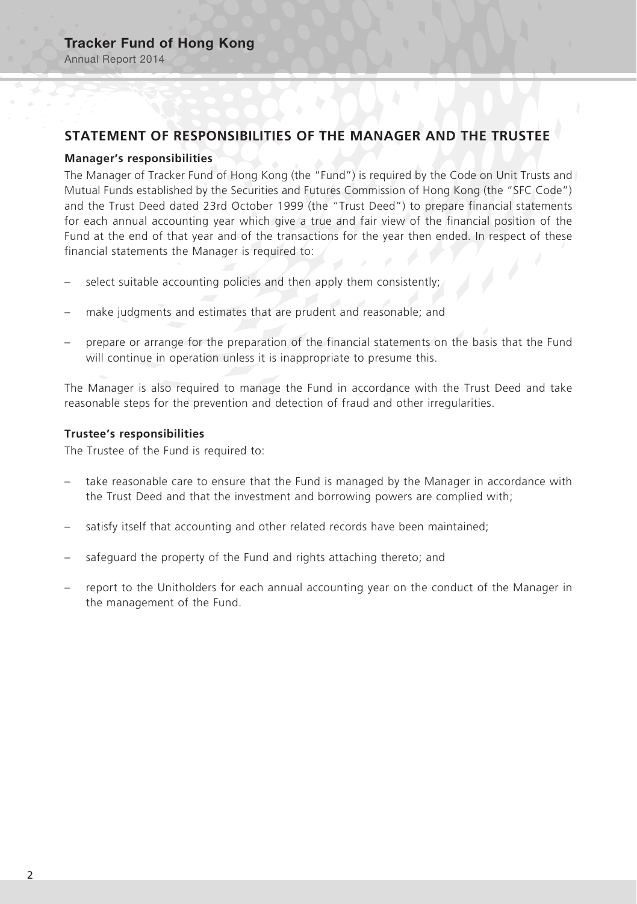## STATEMENT OF RESPONSIBILITIES OF THE MANAGER AND THE TRUSTEE

### Manager's responsibilities

The Manager of Tracker Fund of Hong Kong (the "Fund") is required by the Code on Unit Trusts and Mutual Funds established by the Securities and Futures Commission of Hong Kong (the "SFC Code") and the Trust Deed dated 23rd October 1999 (the "Trust Deed") to prepare financial statements for each annual accounting year which give a true and fair view of the financial position of the Fund at the end of that year and of the transactions for the year then ended. In respect of these financial statements the Manager is required to:

- select suitable accounting policies and then apply them consistently;
- make judgments and estimates that are prudent and reasonable; and
- prepare or arrange for the preparation of the financial statements on the basis that the Fund will continue in operation unless it is inappropriate to presume this.

The Manager is also required to manage the Fund in accordance with the Trust Deed and take reasonable steps for the prevention and detection of fraud and other irregularities.

### Trustee's responsibilities

The Trustee of the Fund is required to:

- take reasonable care to ensure that the Fund is managed by the Manager in accordance with the Trust Deed and that the investment and borrowing powers are complied with;
- satisfy itself that accounting and other related records have been maintained;
- safeguard the property of the Fund and rights attaching thereto; and
- report to the Unitholders for each annual accounting year on the conduct of the Manager in the management of the Fund.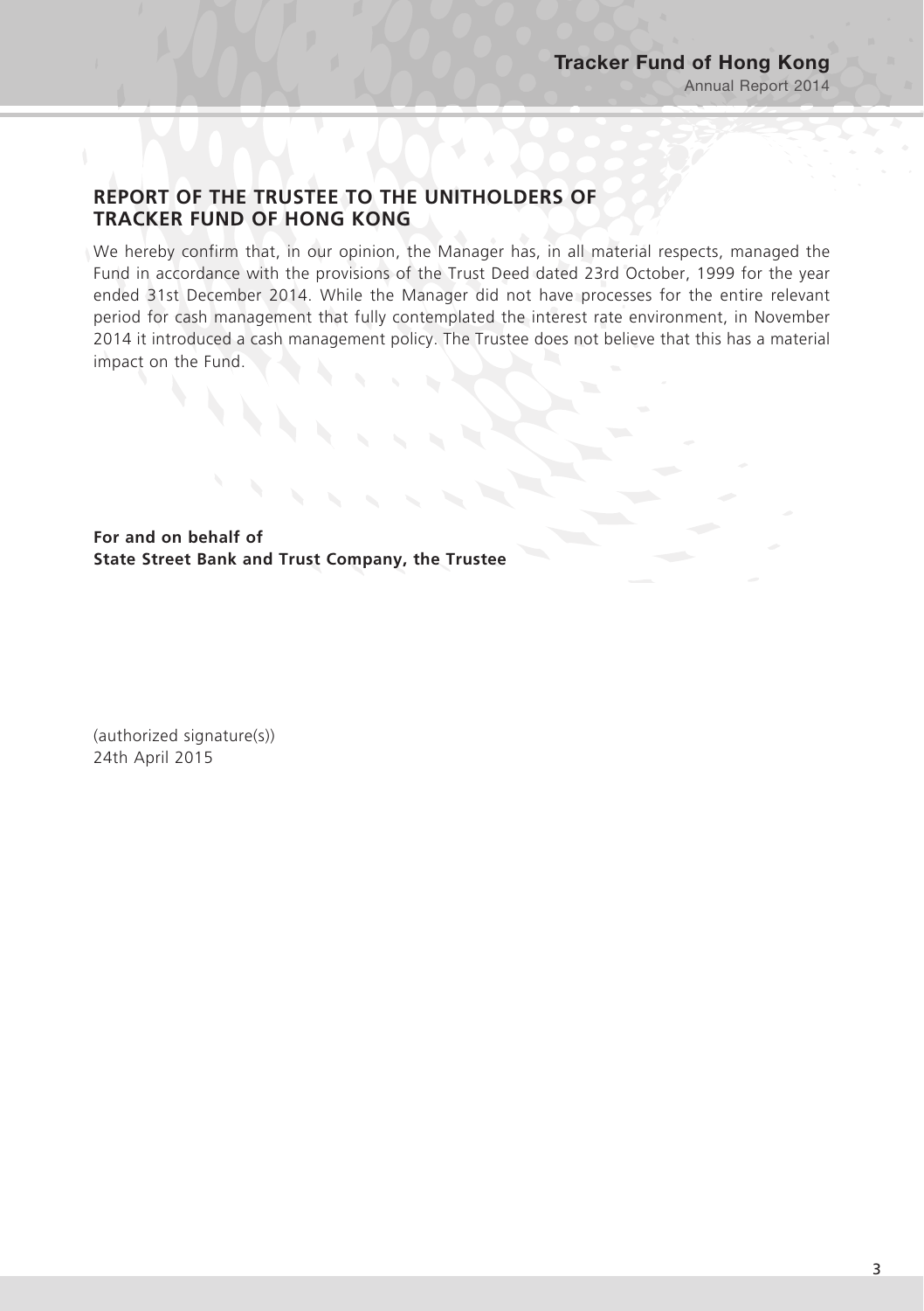## REPORT OF THE TRUSTEE TO THE UNITHOLDERS OF TRACKER FUND OF HONG KONG

We hereby confirm that, in our opinion, the Manager has, in all material respects, managed the Fund in accordance with the provisions of the Trust Deed dated 23rd October, 1999 for the year ended 31st December 2014. While the Manager did not have processes for the entire relevant period for cash management that fully contemplated the interest rate environment, in November 2014 it introduced a cash management policy. The Trustee does not believe that this has a material impact on the Fund.

**For and on behalf of**
**State Street Bank and Trust Company, the Trustee**

(authorized signature(s))
24th April 2015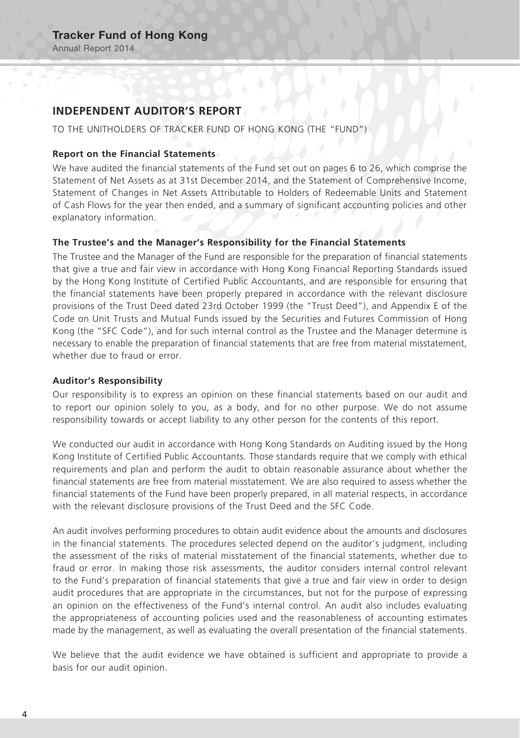# INDEPENDENT AUDITOR'S REPORT

TO THE UNITHOLDERS OF TRACKER FUND OF HONG KONG (THE "FUND")

### Report on the Financial Statements

We have audited the financial statements of the Fund set out on pages 6 to 26, which comprise the Statement of Net Assets as at 31st December 2014, and the Statement of Comprehensive Income, Statement of Changes in Net Assets Attributable to Holders of Redeemable Units and Statement of Cash Flows for the year then ended, and a summary of significant accounting policies and other explanatory information.

### The Trustee's and the Manager's Responsibility for the Financial Statements

The Trustee and the Manager of the Fund are responsible for the preparation of financial statements that give a true and fair view in accordance with Hong Kong Financial Reporting Standards issued by the Hong Kong Institute of Certified Public Accountants, and are responsible for ensuring that the financial statements have been properly prepared in accordance with the relevant disclosure provisions of the Trust Deed dated 23rd October 1999 (the "Trust Deed"), and Appendix E of the Code on Unit Trusts and Mutual Funds issued by the Securities and Futures Commission of Hong Kong (the "SFC Code"), and for such internal control as the Trustee and the Manager determine is necessary to enable the preparation of financial statements that are free from material misstatement, whether due to fraud or error.

### Auditor's Responsibility

Our responsibility is to express an opinion on these financial statements based on our audit and to report our opinion solely to you, as a body, and for no other purpose. We do not assume responsibility towards or accept liability to any other person for the contents of this report.

We conducted our audit in accordance with Hong Kong Standards on Auditing issued by the Hong Kong Institute of Certified Public Accountants. Those standards require that we comply with ethical requirements and plan and perform the audit to obtain reasonable assurance about whether the financial statements are free from material misstatement. We are also required to assess whether the financial statements of the Fund have been properly prepared, in all material respects, in accordance with the relevant disclosure provisions of the Trust Deed and the SFC Code.

An audit involves performing procedures to obtain audit evidence about the amounts and disclosures in the financial statements. The procedures selected depend on the auditor's judgment, including the assessment of the risks of material misstatement of the financial statements, whether due to fraud or error. In making those risk assessments, the auditor considers internal control relevant to the Fund's preparation of financial statements that give a true and fair view in order to design audit procedures that are appropriate in the circumstances, but not for the purpose of expressing an opinion on the effectiveness of the Fund's internal control. An audit also includes evaluating the appropriateness of accounting policies used and the reasonableness of accounting estimates made by the management, as well as evaluating the overall presentation of the financial statements.

We believe that the audit evidence we have obtained is sufficient and appropriate to provide a basis for our audit opinion.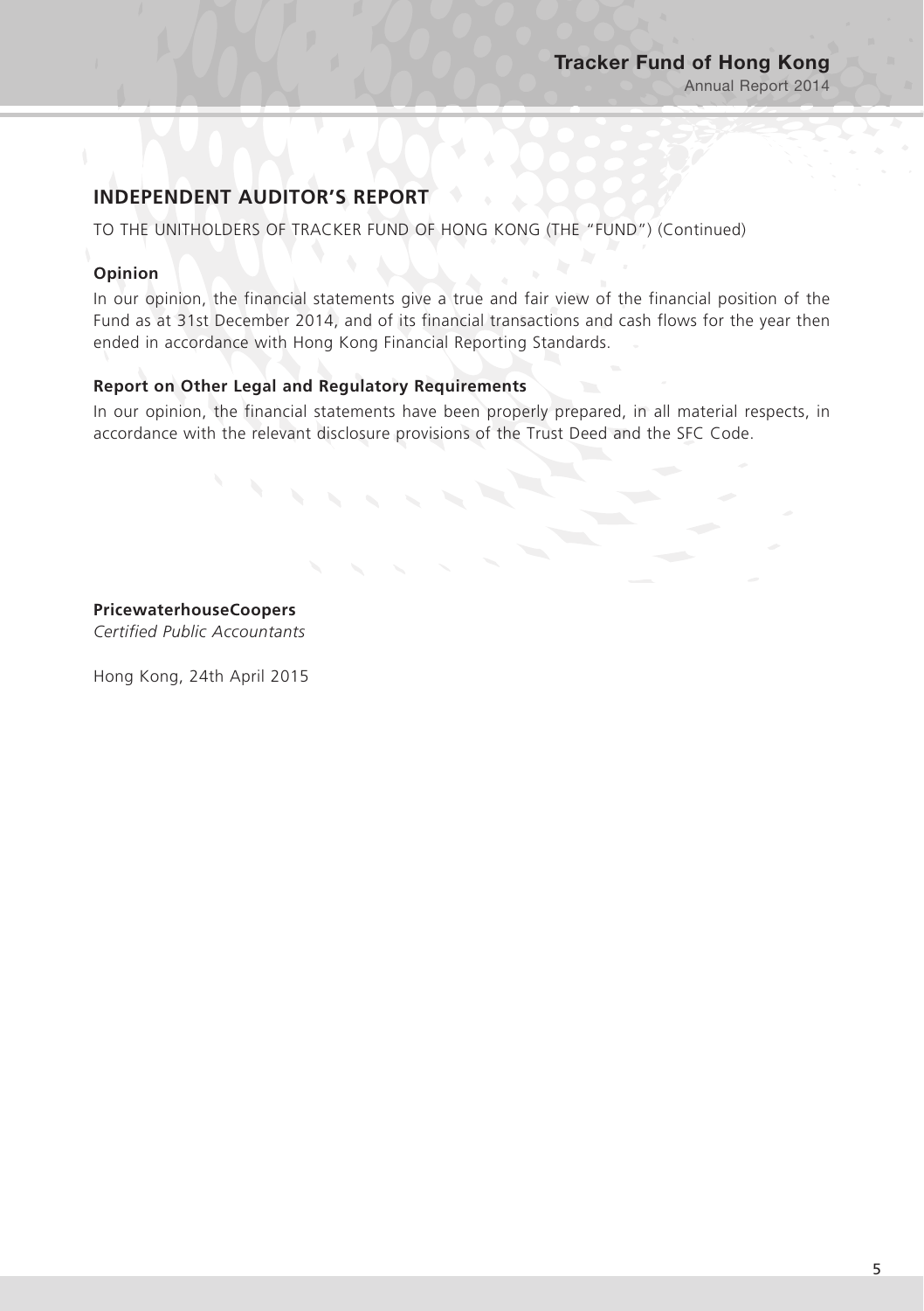## INDEPENDENT AUDITOR'S REPORT

TO THE UNITHOLDERS OF TRACKER FUND OF HONG KONG (THE "FUND") (Continued)

### Opinion

In our opinion, the financial statements give a true and fair view of the financial position of the Fund as at 31st December 2014, and of its financial transactions and cash flows for the year then ended in accordance with Hong Kong Financial Reporting Standards.

### Report on Other Legal and Regulatory Requirements

In our opinion, the financial statements have been properly prepared, in all material respects, in accordance with the relevant disclosure provisions of the Trust Deed and the SFC Code.

**PricewaterhouseCoopers**
*Certified Public Accountants*

Hong Kong, 24th April 2015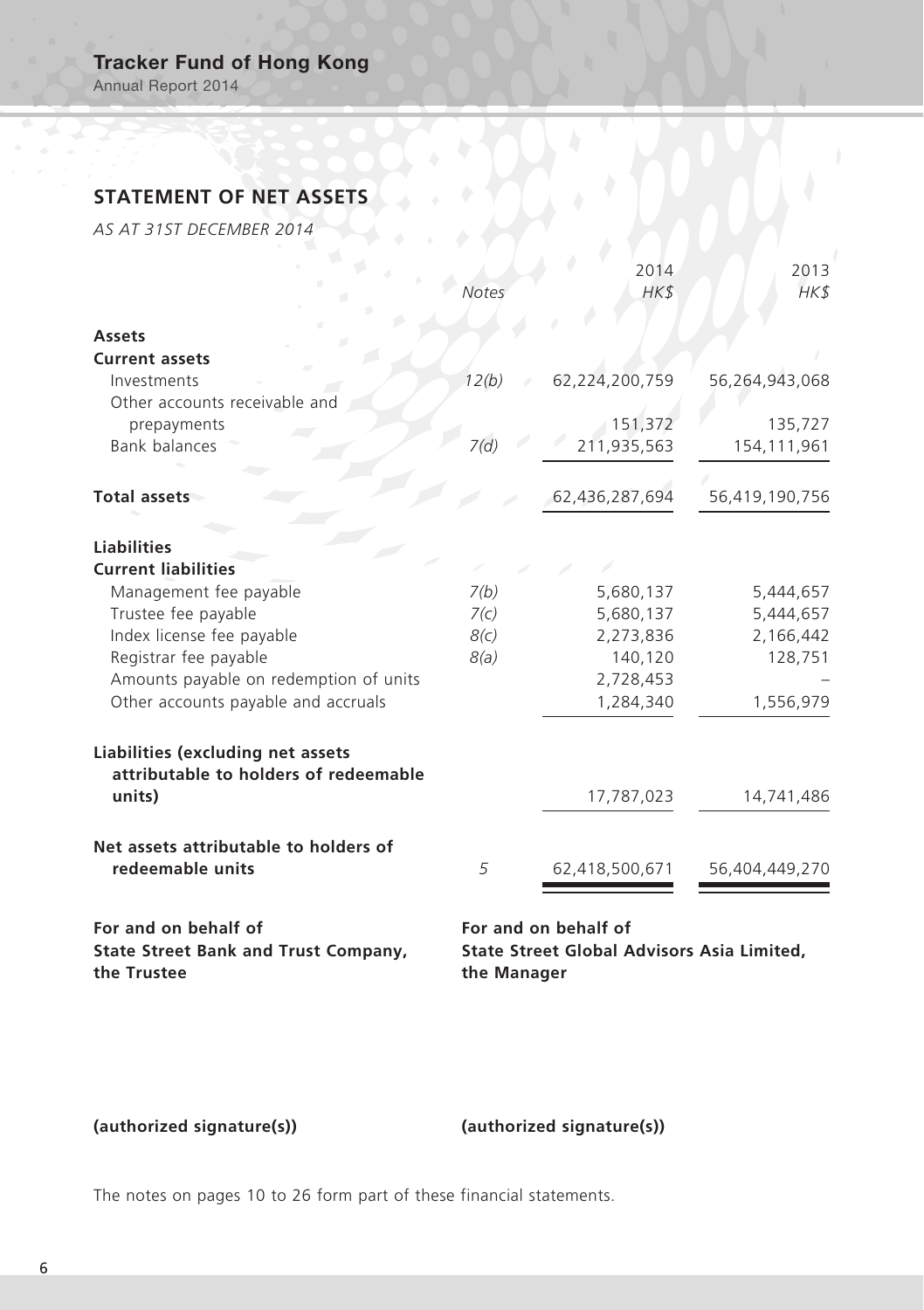## STATEMENT OF NET ASSETS

*AS AT 31ST DECEMBER 2014*

| | Notes | 2014 HK$ | 2013 HK$ |
|---|---|---|---|
| **Assets** | | | |
| **Current assets** | | | |
| Investments | 12(b) | 62,224,200,759 | 56,264,943,068 |
| Other accounts receivable and prepayments | | 151,372 | 135,727 |
| Bank balances | 7(d) | 211,935,563 | 154,111,961 |
| **Total assets** | | 62,436,287,694 | 56,419,190,756 |
| **Liabilities** | | | |
| **Current liabilities** | | | |
| Management fee payable | 7(b) | 5,680,137 | 5,444,657 |
| Trustee fee payable | 7(c) | 5,680,137 | 5,444,657 |
| Index license fee payable | 8(c) | 2,273,836 | 2,166,442 |
| Registrar fee payable | 8(a) | 140,120 | 128,751 |
| Amounts payable on redemption of units | | 2,728,453 | – |
| Other accounts payable and accruals | | 1,284,340 | 1,556,979 |
| **Liabilities (excluding net assets attributable to holders of redeemable units)** | | 17,787,023 | 14,741,486 |
| **Net assets attributable to holders of redeemable units** | 5 | 62,418,500,671 | 56,404,449,270 |

**For and on behalf of**
**State Street Bank and Trust Company,**
**the Trustee**

**For and on behalf of**
**State Street Global Advisors Asia Limited,**
**the Manager**

**(authorized signature(s))**

**(authorized signature(s))**

The notes on pages 10 to 26 form part of these financial statements.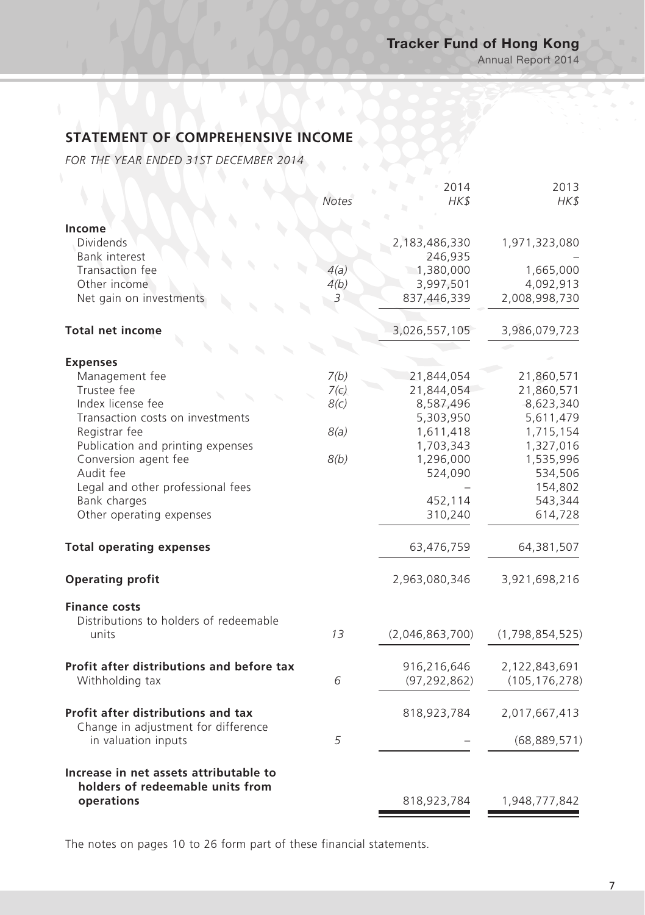## STATEMENT OF COMPREHENSIVE INCOME

*FOR THE YEAR ENDED 31ST DECEMBER 2014*

| | *Notes* | 2014 *HK$* | 2013 *HK$* |
|---|---|---|---|
| **Income** | | | |
| Dividends | | 2,183,486,330 | 1,971,323,080 |
| Bank interest | | 246,935 | – |
| Transaction fee | *4(a)* | 1,380,000 | 1,665,000 |
| Other income | *4(b)* | 3,997,501 | 4,092,913 |
| Net gain on investments | *3* | 837,446,339 | 2,008,998,730 |
| **Total net income** | | 3,026,557,105 | 3,986,079,723 |
| **Expenses** | | | |
| Management fee | *7(b)* | 21,844,054 | 21,860,571 |
| Trustee fee | *7(c)* | 21,844,054 | 21,860,571 |
| Index license fee | *8(c)* | 8,587,496 | 8,623,340 |
| Transaction costs on investments | | 5,303,950 | 5,611,479 |
| Registrar fee | *8(a)* | 1,611,418 | 1,715,154 |
| Publication and printing expenses | | 1,703,343 | 1,327,016 |
| Conversion agent fee | *8(b)* | 1,296,000 | 1,535,996 |
| Audit fee | | 524,090 | 534,506 |
| Legal and other professional fees | | – | 154,802 |
| Bank charges | | 452,114 | 543,344 |
| Other operating expenses | | 310,240 | 614,728 |
| **Total operating expenses** | | 63,476,759 | 64,381,507 |
| **Operating profit** | | 2,963,080,346 | 3,921,698,216 |
| **Finance costs** | | | |
| Distributions to holders of redeemable units | *13* | (2,046,863,700) | (1,798,854,525) |
| **Profit after distributions and before tax** | | 916,216,646 | 2,122,843,691 |
| Withholding tax | *6* | (97,292,862) | (105,176,278) |
| **Profit after distributions and tax** | | 818,923,784 | 2,017,667,413 |
| Change in adjustment for difference in valuation inputs | *5* | – | (68,889,571) |
| **Increase in net assets attributable to holders of redeemable units from operations** | | 818,923,784 | 1,948,777,842 |

The notes on pages 10 to 26 form part of these financial statements.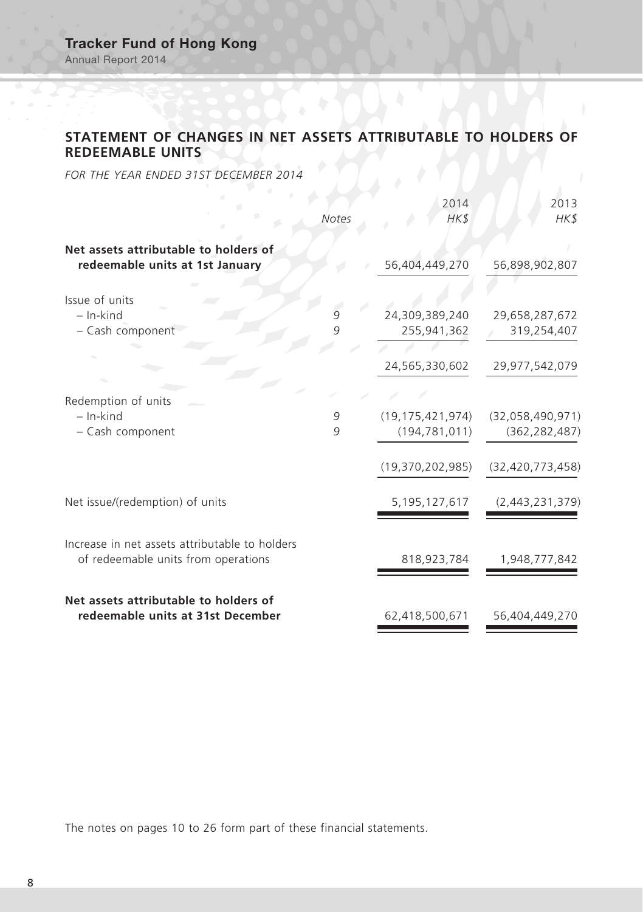## STATEMENT OF CHANGES IN NET ASSETS ATTRIBUTABLE TO HOLDERS OF REDEEMABLE UNITS

*FOR THE YEAR ENDED 31ST DECEMBER 2014*

| | *Notes* | 2014<br>*HK$* | 2013<br>*HK$* |
|---|---|---|---|
| **Net assets attributable to holders of redeemable units at 1st January** | | 56,404,449,270 | 56,898,902,807 |
| Issue of units | | | |
| – In-kind | 9 | 24,309,389,240 | 29,658,287,672 |
| – Cash component | 9 | 255,941,362 | 319,254,407 |
| | | 24,565,330,602 | 29,977,542,079 |
| Redemption of units | | | |
| – In-kind | 9 | (19,175,421,974) | (32,058,490,971) |
| – Cash component | 9 | (194,781,011) | (362,282,487) |
| | | (19,370,202,985) | (32,420,773,458) |
| Net issue/(redemption) of units | | 5,195,127,617 | (2,443,231,379) |
| Increase in net assets attributable to holders of redeemable units from operations | | 818,923,784 | 1,948,777,842 |
| **Net assets attributable to holders of redeemable units at 31st December** | | 62,418,500,671 | 56,404,449,270 |

The notes on pages 10 to 26 form part of these financial statements.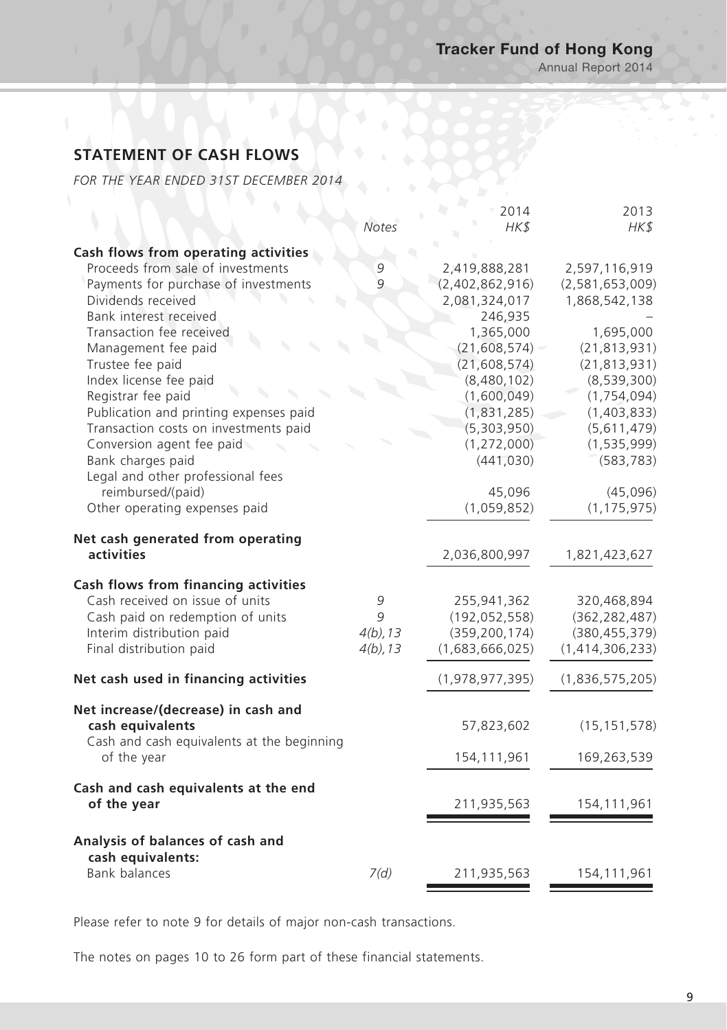## STATEMENT OF CASH FLOWS

*FOR THE YEAR ENDED 31ST DECEMBER 2014*

| | *Notes* | 2014 *HK$* | 2013 *HK$* |
|---|---|---|---|
| **Cash flows from operating activities** | | | |
| Proceeds from sale of investments | 9 | 2,419,888,281 | 2,597,116,919 |
| Payments for purchase of investments | 9 | (2,402,862,916) | (2,581,653,009) |
| Dividends received | | 2,081,324,017 | 1,868,542,138 |
| Bank interest received | | 246,935 | – |
| Transaction fee received | | 1,365,000 | 1,695,000 |
| Management fee paid | | (21,608,574) | (21,813,931) |
| Trustee fee paid | | (21,608,574) | (21,813,931) |
| Index license fee paid | | (8,480,102) | (8,539,300) |
| Registrar fee paid | | (1,600,049) | (1,754,094) |
| Publication and printing expenses paid | | (1,831,285) | (1,403,833) |
| Transaction costs on investments paid | | (5,303,950) | (5,611,479) |
| Conversion agent fee paid | | (1,272,000) | (1,535,999) |
| Bank charges paid | | (441,030) | (583,783) |
| Legal and other professional fees reimbursed/(paid) | | 45,096 | (45,096) |
| Other operating expenses paid | | (1,059,852) | (1,175,975) |
| **Net cash generated from operating activities** | | 2,036,800,997 | 1,821,423,627 |
| **Cash flows from financing activities** | | | |
| Cash received on issue of units | 9 | 255,941,362 | 320,468,894 |
| Cash paid on redemption of units | 9 | (192,052,558) | (362,282,487) |
| Interim distribution paid | 4(b), 13 | (359,200,174) | (380,455,379) |
| Final distribution paid | 4(b), 13 | (1,683,666,025) | (1,414,306,233) |
| **Net cash used in financing activities** | | (1,978,977,395) | (1,836,575,205) |
| **Net increase/(decrease) in cash and cash equivalents** | | 57,823,602 | (15,151,578) |
| Cash and cash equivalents at the beginning of the year | | 154,111,961 | 169,263,539 |
| **Cash and cash equivalents at the end of the year** | | 211,935,563 | 154,111,961 |
| **Analysis of balances of cash and cash equivalents:** | | | |
| Bank balances | 7(d) | 211,935,563 | 154,111,961 |

Please refer to note 9 for details of major non-cash transactions.

The notes on pages 10 to 26 form part of these financial statements.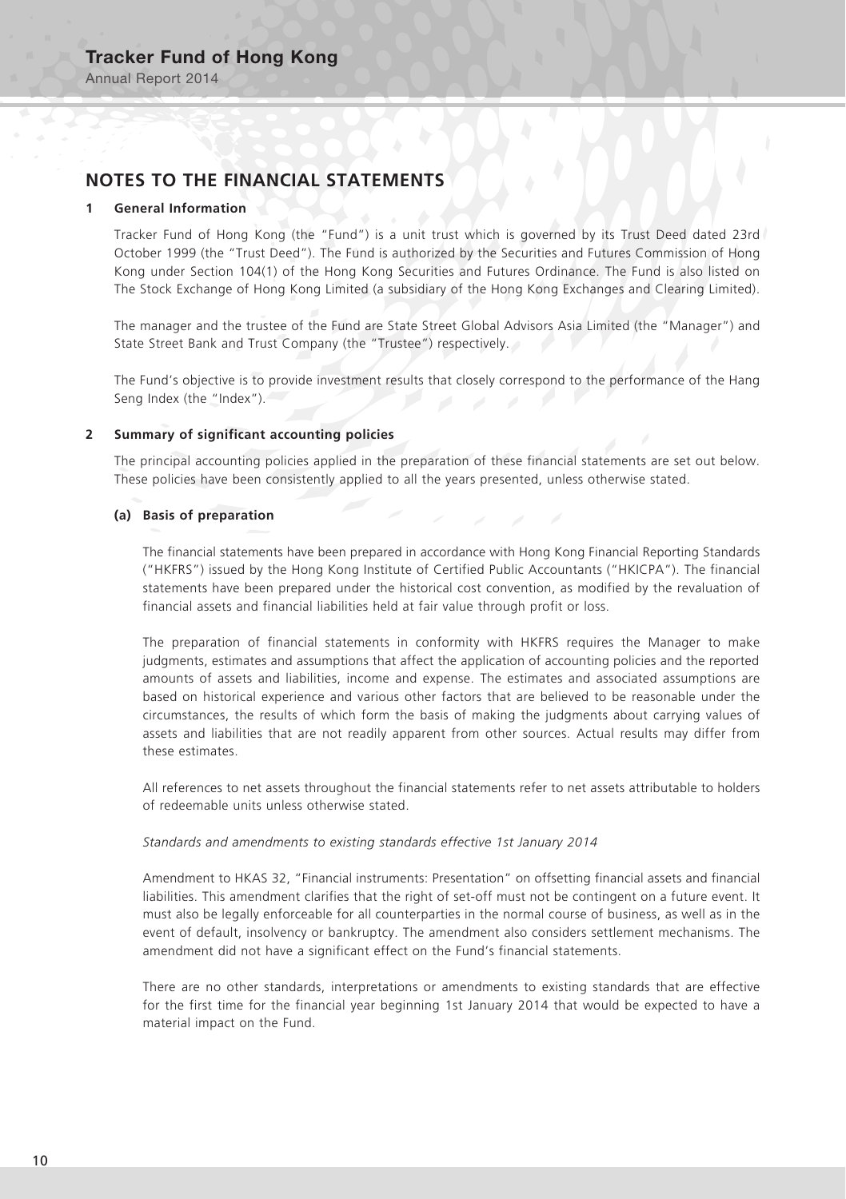## NOTES TO THE FINANCIAL STATEMENTS

### 1 General Information

Tracker Fund of Hong Kong (the "Fund") is a unit trust which is governed by its Trust Deed dated 23rd October 1999 (the "Trust Deed"). The Fund is authorized by the Securities and Futures Commission of Hong Kong under Section 104(1) of the Hong Kong Securities and Futures Ordinance. The Fund is also listed on The Stock Exchange of Hong Kong Limited (a subsidiary of the Hong Kong Exchanges and Clearing Limited).

The manager and the trustee of the Fund are State Street Global Advisors Asia Limited (the "Manager") and State Street Bank and Trust Company (the "Trustee") respectively.

The Fund's objective is to provide investment results that closely correspond to the performance of the Hang Seng Index (the "Index").

### 2 Summary of significant accounting policies

The principal accounting policies applied in the preparation of these financial statements are set out below. These policies have been consistently applied to all the years presented, unless otherwise stated.

#### (a) Basis of preparation

The financial statements have been prepared in accordance with Hong Kong Financial Reporting Standards ("HKFRS") issued by the Hong Kong Institute of Certified Public Accountants ("HKICPA"). The financial statements have been prepared under the historical cost convention, as modified by the revaluation of financial assets and financial liabilities held at fair value through profit or loss.

The preparation of financial statements in conformity with HKFRS requires the Manager to make judgments, estimates and assumptions that affect the application of accounting policies and the reported amounts of assets and liabilities, income and expense. The estimates and associated assumptions are based on historical experience and various other factors that are believed to be reasonable under the circumstances, the results of which form the basis of making the judgments about carrying values of assets and liabilities that are not readily apparent from other sources. Actual results may differ from these estimates.

All references to net assets throughout the financial statements refer to net assets attributable to holders of redeemable units unless otherwise stated.

*Standards and amendments to existing standards effective 1st January 2014*

Amendment to HKAS 32, "Financial instruments: Presentation" on offsetting financial assets and financial liabilities. This amendment clarifies that the right of set-off must not be contingent on a future event. It must also be legally enforceable for all counterparties in the normal course of business, as well as in the event of default, insolvency or bankruptcy. The amendment also considers settlement mechanisms. The amendment did not have a significant effect on the Fund's financial statements.

There are no other standards, interpretations or amendments to existing standards that are effective for the first time for the financial year beginning 1st January 2014 that would be expected to have a material impact on the Fund.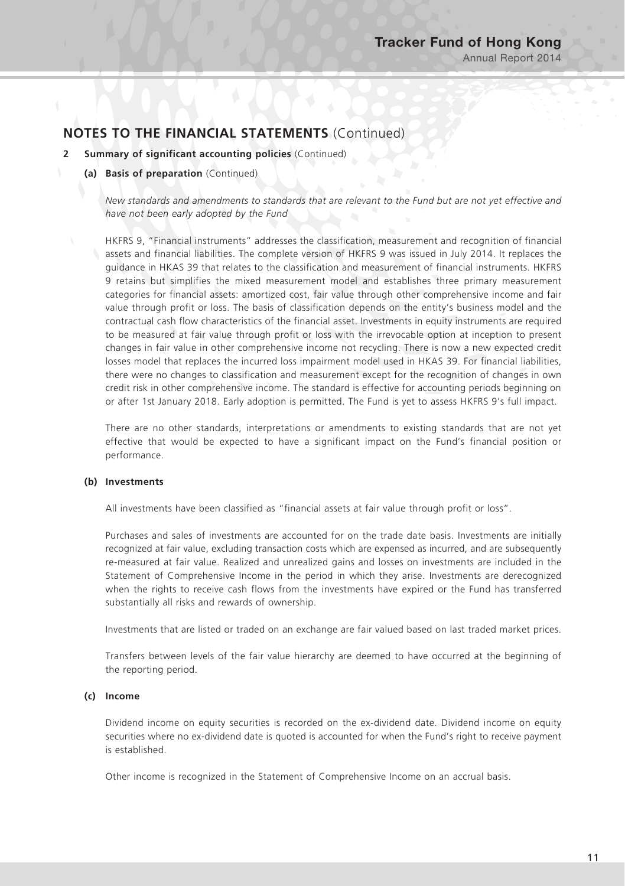## NOTES TO THE FINANCIAL STATEMENTS (Continued)

**2 Summary of significant accounting policies** (Continued)

**(a) Basis of preparation** (Continued)

*New standards and amendments to standards that are relevant to the Fund but are not yet effective and have not been early adopted by the Fund*

HKFRS 9, "Financial instruments" addresses the classification, measurement and recognition of financial assets and financial liabilities. The complete version of HKFRS 9 was issued in July 2014. It replaces the guidance in HKAS 39 that relates to the classification and measurement of financial instruments. HKFRS 9 retains but simplifies the mixed measurement model and establishes three primary measurement categories for financial assets: amortized cost, fair value through other comprehensive income and fair value through profit or loss. The basis of classification depends on the entity's business model and the contractual cash flow characteristics of the financial asset. Investments in equity instruments are required to be measured at fair value through profit or loss with the irrevocable option at inception to present changes in fair value in other comprehensive income not recycling. There is now a new expected credit losses model that replaces the incurred loss impairment model used in HKAS 39. For financial liabilities, there were no changes to classification and measurement except for the recognition of changes in own credit risk in other comprehensive income. The standard is effective for accounting periods beginning on or after 1st January 2018. Early adoption is permitted. The Fund is yet to assess HKFRS 9's full impact.

There are no other standards, interpretations or amendments to existing standards that are not yet effective that would be expected to have a significant impact on the Fund's financial position or performance.

**(b) Investments**

All investments have been classified as "financial assets at fair value through profit or loss".

Purchases and sales of investments are accounted for on the trade date basis. Investments are initially recognized at fair value, excluding transaction costs which are expensed as incurred, and are subsequently re-measured at fair value. Realized and unrealized gains and losses on investments are included in the Statement of Comprehensive Income in the period in which they arise. Investments are derecognized when the rights to receive cash flows from the investments have expired or the Fund has transferred substantially all risks and rewards of ownership.

Investments that are listed or traded on an exchange are fair valued based on last traded market prices.

Transfers between levels of the fair value hierarchy are deemed to have occurred at the beginning of the reporting period.

**(c) Income**

Dividend income on equity securities is recorded on the ex-dividend date. Dividend income on equity securities where no ex-dividend date is quoted is accounted for when the Fund's right to receive payment is established.

Other income is recognized in the Statement of Comprehensive Income on an accrual basis.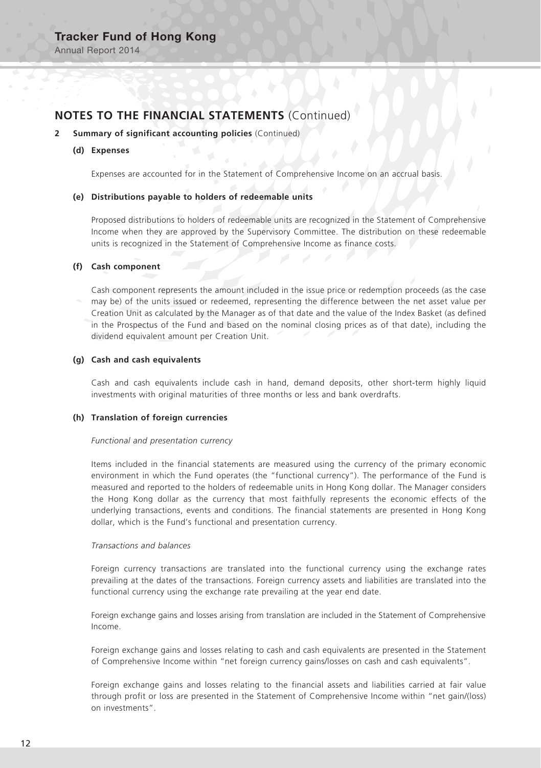## NOTES TO THE FINANCIAL STATEMENTS (Continued)

### 2 Summary of significant accounting policies (Continued)

#### (d) Expenses

Expenses are accounted for in the Statement of Comprehensive Income on an accrual basis.

#### (e) Distributions payable to holders of redeemable units

Proposed distributions to holders of redeemable units are recognized in the Statement of Comprehensive Income when they are approved by the Supervisory Committee. The distribution on these redeemable units is recognized in the Statement of Comprehensive Income as finance costs.

#### (f) Cash component

Cash component represents the amount included in the issue price or redemption proceeds (as the case may be) of the units issued or redeemed, representing the difference between the net asset value per Creation Unit as calculated by the Manager as of that date and the value of the Index Basket (as defined in the Prospectus of the Fund and based on the nominal closing prices as of that date), including the dividend equivalent amount per Creation Unit.

#### (g) Cash and cash equivalents

Cash and cash equivalents include cash in hand, demand deposits, other short-term highly liquid investments with original maturities of three months or less and bank overdrafts.

#### (h) Translation of foreign currencies

*Functional and presentation currency*

Items included in the financial statements are measured using the currency of the primary economic environment in which the Fund operates (the "functional currency"). The performance of the Fund is measured and reported to the holders of redeemable units in Hong Kong dollar. The Manager considers the Hong Kong dollar as the currency that most faithfully represents the economic effects of the underlying transactions, events and conditions. The financial statements are presented in Hong Kong dollar, which is the Fund's functional and presentation currency.

*Transactions and balances*

Foreign currency transactions are translated into the functional currency using the exchange rates prevailing at the dates of the transactions. Foreign currency assets and liabilities are translated into the functional currency using the exchange rate prevailing at the year end date.

Foreign exchange gains and losses arising from translation are included in the Statement of Comprehensive Income.

Foreign exchange gains and losses relating to cash and cash equivalents are presented in the Statement of Comprehensive Income within "net foreign currency gains/losses on cash and cash equivalents".

Foreign exchange gains and losses relating to the financial assets and liabilities carried at fair value through profit or loss are presented in the Statement of Comprehensive Income within "net gain/(loss) on investments".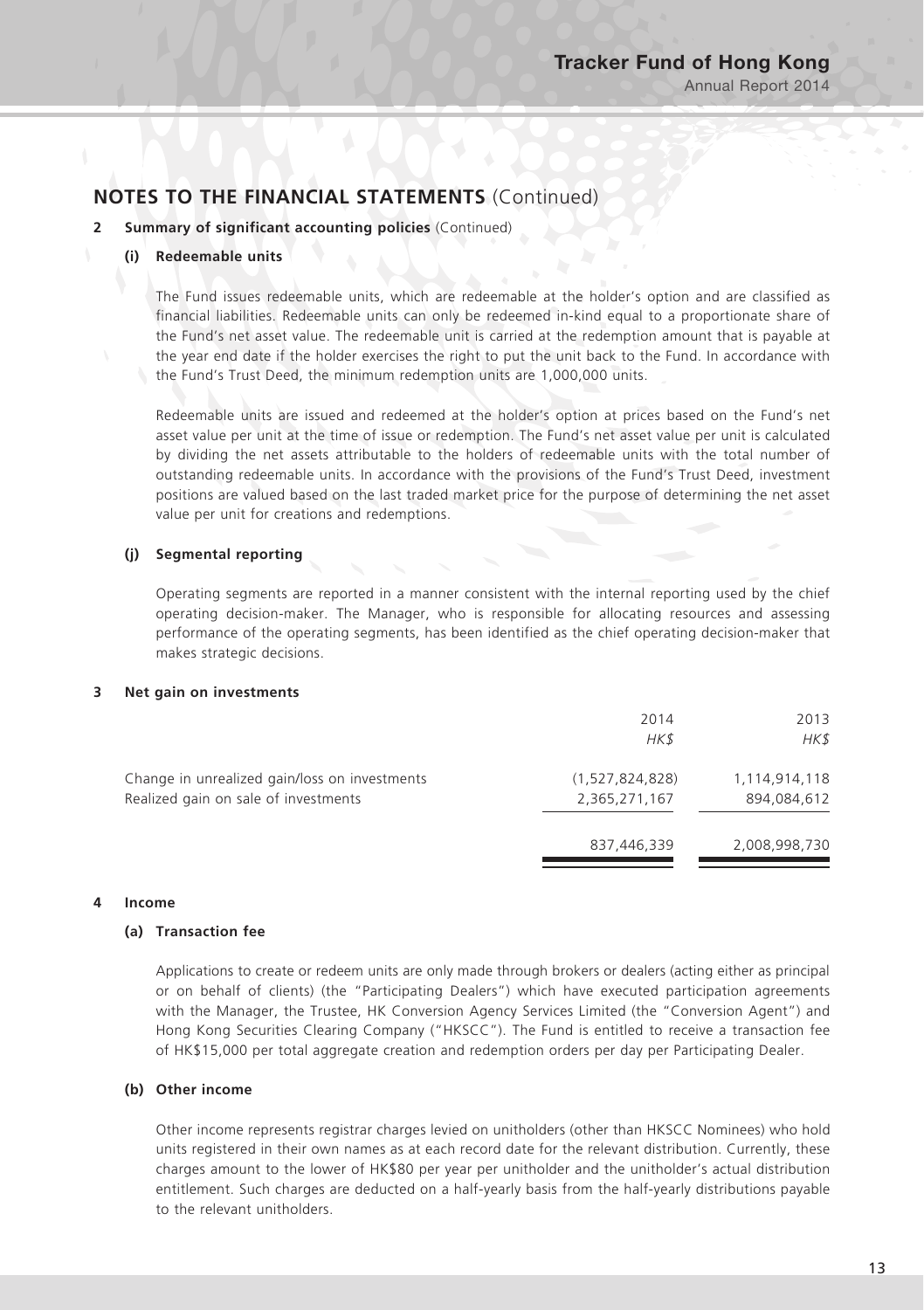## NOTES TO THE FINANCIAL STATEMENTS (Continued)

**2 Summary of significant accounting policies** (Continued)

**(i) Redeemable units**

The Fund issues redeemable units, which are redeemable at the holder's option and are classified as financial liabilities. Redeemable units can only be redeemed in-kind equal to a proportionate share of the Fund's net asset value. The redeemable unit is carried at the redemption amount that is payable at the year end date if the holder exercises the right to put the unit back to the Fund. In accordance with the Fund's Trust Deed, the minimum redemption units are 1,000,000 units.

Redeemable units are issued and redeemed at the holder's option at prices based on the Fund's net asset value per unit at the time of issue or redemption. The Fund's net asset value per unit is calculated by dividing the net assets attributable to the holders of redeemable units with the total number of outstanding redeemable units. In accordance with the provisions of the Fund's Trust Deed, investment positions are valued based on the last traded market price for the purpose of determining the net asset value per unit for creations and redemptions.

**(j) Segmental reporting**

Operating segments are reported in a manner consistent with the internal reporting used by the chief operating decision-maker. The Manager, who is responsible for allocating resources and assessing performance of the operating segments, has been identified as the chief operating decision-maker that makes strategic decisions.

**3 Net gain on investments**

| | 2014 | 2013 |
|---|---|---|
| | *HK$* | *HK$* |
| Change in unrealized gain/loss on investments | (1,527,824,828) | 1,114,914,118 |
| Realized gain on sale of investments | 2,365,271,167 | 894,084,612 |
| | 837,446,339 | 2,008,998,730 |

**4 Income**

**(a) Transaction fee**

Applications to create or redeem units are only made through brokers or dealers (acting either as principal or on behalf of clients) (the "Participating Dealers") which have executed participation agreements with the Manager, the Trustee, HK Conversion Agency Services Limited (the "Conversion Agent") and Hong Kong Securities Clearing Company ("HKSCC"). The Fund is entitled to receive a transaction fee of HK$15,000 per total aggregate creation and redemption orders per day per Participating Dealer.

**(b) Other income**

Other income represents registrar charges levied on unitholders (other than HKSCC Nominees) who hold units registered in their own names as at each record date for the relevant distribution. Currently, these charges amount to the lower of HK$80 per year per unitholder and the unitholder's actual distribution entitlement. Such charges are deducted on a half-yearly basis from the half-yearly distributions payable to the relevant unitholders.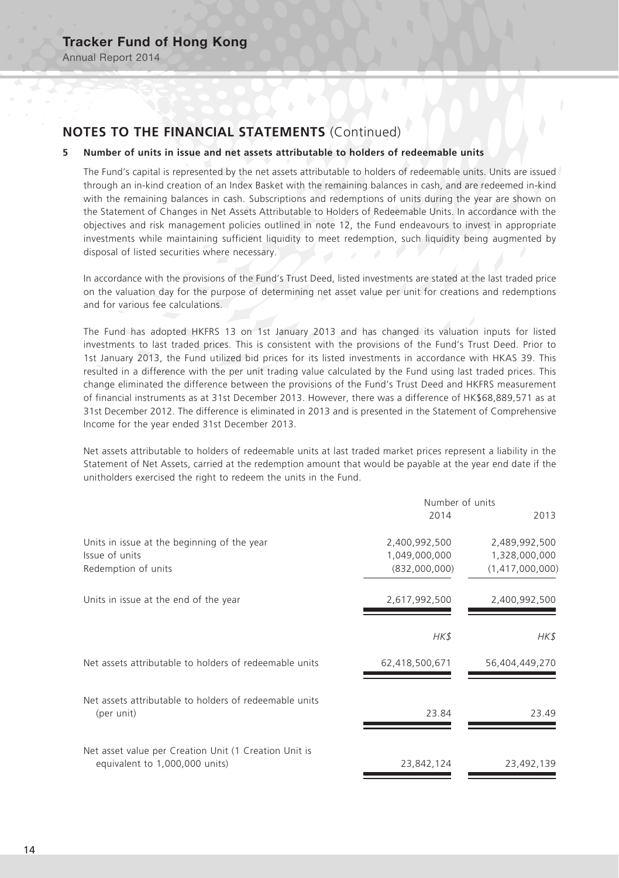## NOTES TO THE FINANCIAL STATEMENTS (Continued)

### 5 Number of units in issue and net assets attributable to holders of redeemable units

The Fund's capital is represented by the net assets attributable to holders of redeemable units. Units are issued through an in-kind creation of an Index Basket with the remaining balances in cash, and are redeemed in-kind with the remaining balances in cash. Subscriptions and redemptions of units during the year are shown on the Statement of Changes in Net Assets Attributable to Holders of Redeemable Units. In accordance with the objectives and risk management policies outlined in note 12, the Fund endeavours to invest in appropriate investments while maintaining sufficient liquidity to meet redemption, such liquidity being augmented by disposal of listed securities where necessary.

In accordance with the provisions of the Fund's Trust Deed, listed investments are stated at the last traded price on the valuation day for the purpose of determining net asset value per unit for creations and redemptions and for various fee calculations.

The Fund has adopted HKFRS 13 on 1st January 2013 and has changed its valuation inputs for listed investments to last traded prices. This is consistent with the provisions of the Fund's Trust Deed. Prior to 1st January 2013, the Fund utilized bid prices for its listed investments in accordance with HKAS 39. This resulted in a difference with the per unit trading value calculated by the Fund using last traded prices. This change eliminated the difference between the provisions of the Fund's Trust Deed and HKFRS measurement of financial instruments as at 31st December 2013. However, there was a difference of HK$68,889,571 as at 31st December 2012. The difference is eliminated in 2013 and is presented in the Statement of Comprehensive Income for the year ended 31st December 2013.

Net assets attributable to holders of redeemable units at last traded market prices represent a liability in the Statement of Net Assets, carried at the redemption amount that would be payable at the year end date if the unitholders exercised the right to redeem the units in the Fund.

| | Number of units | |
|---|---|---|
| | 2014 | 2013 |
| Units in issue at the beginning of the year | 2,400,992,500 | 2,489,992,500 |
| Issue of units | 1,049,000,000 | 1,328,000,000 |
| Redemption of units | (832,000,000) | (1,417,000,000) |
| Units in issue at the end of the year | 2,617,992,500 | 2,400,992,500 |
| | *HK$* | *HK$* |
| Net assets attributable to holders of redeemable units | 62,418,500,671 | 56,404,449,270 |
| Net assets attributable to holders of redeemable units (per unit) | 23.84 | 23.49 |
| Net asset value per Creation Unit (1 Creation Unit is equivalent to 1,000,000 units) | 23,842,124 | 23,492,139 |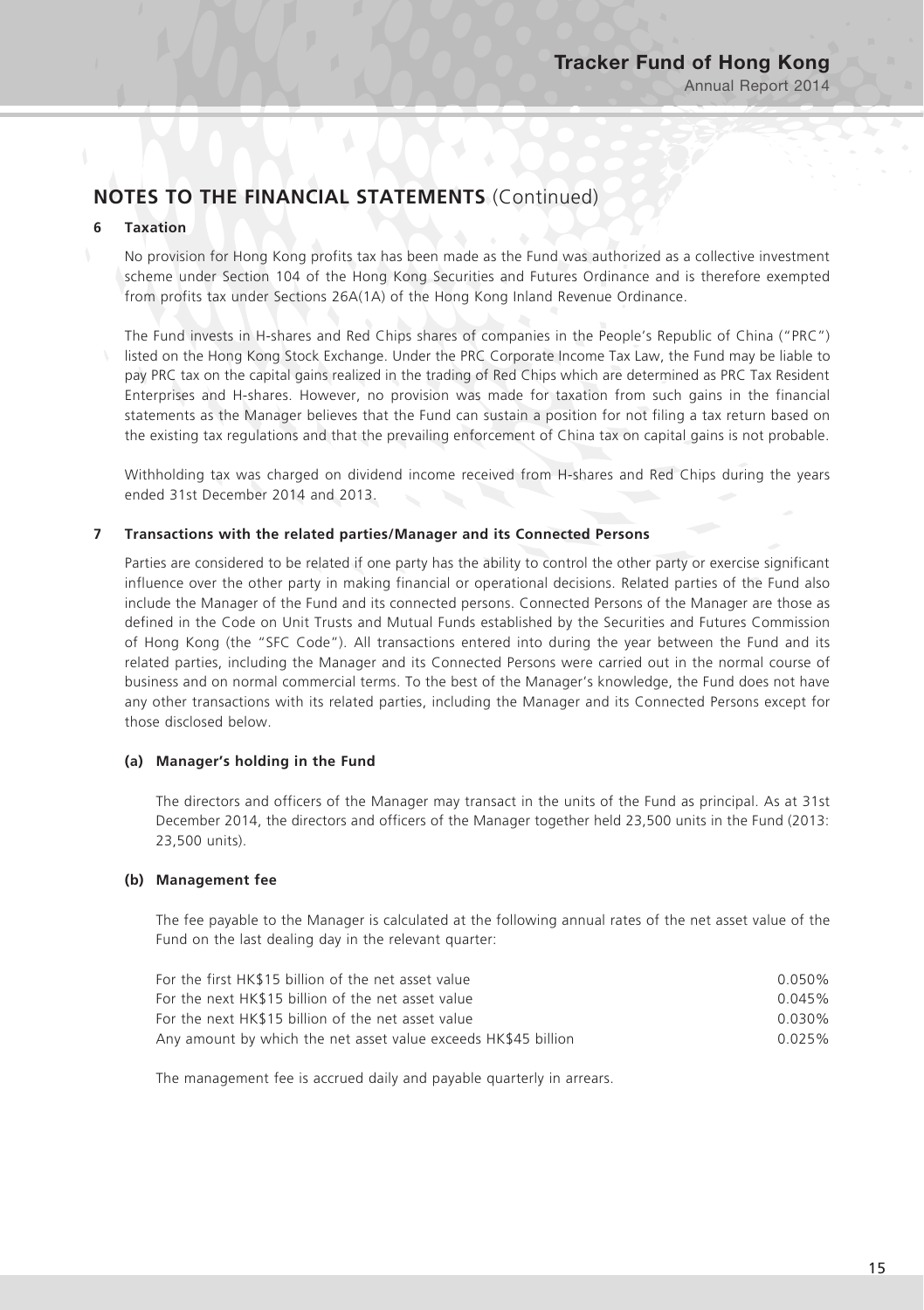## NOTES TO THE FINANCIAL STATEMENTS (Continued)

### 6 Taxation

No provision for Hong Kong profits tax has been made as the Fund was authorized as a collective investment scheme under Section 104 of the Hong Kong Securities and Futures Ordinance and is therefore exempted from profits tax under Sections 26A(1A) of the Hong Kong Inland Revenue Ordinance.

The Fund invests in H-shares and Red Chips shares of companies in the People's Republic of China ("PRC") listed on the Hong Kong Stock Exchange. Under the PRC Corporate Income Tax Law, the Fund may be liable to pay PRC tax on the capital gains realized in the trading of Red Chips which are determined as PRC Tax Resident Enterprises and H-shares. However, no provision was made for taxation from such gains in the financial statements as the Manager believes that the Fund can sustain a position for not filing a tax return based on the existing tax regulations and that the prevailing enforcement of China tax on capital gains is not probable.

Withholding tax was charged on dividend income received from H-shares and Red Chips during the years ended 31st December 2014 and 2013.

### 7 Transactions with the related parties/Manager and its Connected Persons

Parties are considered to be related if one party has the ability to control the other party or exercise significant influence over the other party in making financial or operational decisions. Related parties of the Fund also include the Manager of the Fund and its connected persons. Connected Persons of the Manager are those as defined in the Code on Unit Trusts and Mutual Funds established by the Securities and Futures Commission of Hong Kong (the "SFC Code"). All transactions entered into during the year between the Fund and its related parties, including the Manager and its Connected Persons were carried out in the normal course of business and on normal commercial terms. To the best of the Manager's knowledge, the Fund does not have any other transactions with its related parties, including the Manager and its Connected Persons except for those disclosed below.

#### (a) Manager's holding in the Fund

The directors and officers of the Manager may transact in the units of the Fund as principal. As at 31st December 2014, the directors and officers of the Manager together held 23,500 units in the Fund (2013: 23,500 units).

#### (b) Management fee

The fee payable to the Manager is calculated at the following annual rates of the net asset value of the Fund on the last dealing day in the relevant quarter:

| | |
|---|---|
| For the first HK$15 billion of the net asset value | 0.050% |
| For the next HK$15 billion of the net asset value | 0.045% |
| For the next HK$15 billion of the net asset value | 0.030% |
| Any amount by which the net asset value exceeds HK$45 billion | 0.025% |

The management fee is accrued daily and payable quarterly in arrears.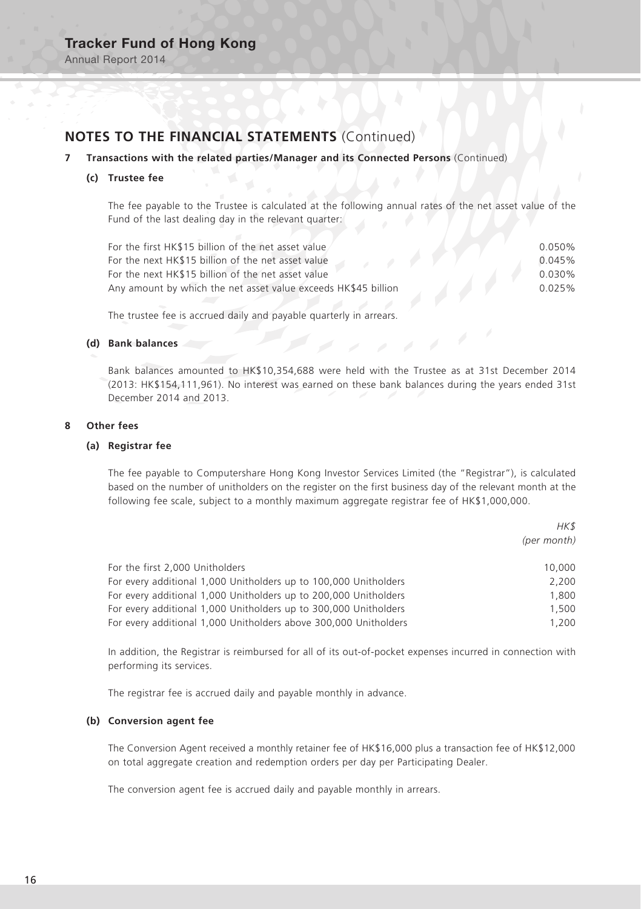## NOTES TO THE FINANCIAL STATEMENTS (Continued)

**7 Transactions with the related parties/Manager and its Connected Persons** (Continued)

**(c) Trustee fee**

The fee payable to the Trustee is calculated at the following annual rates of the net asset value of the Fund of the last dealing day in the relevant quarter:

| | |
|---|---|
| For the first HK$15 billion of the net asset value | 0.050% |
| For the next HK$15 billion of the net asset value | 0.045% |
| For the next HK$15 billion of the net asset value | 0.030% |
| Any amount by which the net asset value exceeds HK$45 billion | 0.025% |

The trustee fee is accrued daily and payable quarterly in arrears.

**(d) Bank balances**

Bank balances amounted to HK$10,354,688 were held with the Trustee as at 31st December 2014 (2013: HK$154,111,961). No interest was earned on these bank balances during the years ended 31st December 2014 and 2013.

**8 Other fees**

**(a) Registrar fee**

The fee payable to Computershare Hong Kong Investor Services Limited (the "Registrar"), is calculated based on the number of unitholders on the register on the first business day of the relevant month at the following fee scale, subject to a monthly maximum aggregate registrar fee of HK$1,000,000.

| | *HK$* *(per month)* |
|---|---|
| For the first 2,000 Unitholders | 10,000 |
| For every additional 1,000 Unitholders up to 100,000 Unitholders | 2,200 |
| For every additional 1,000 Unitholders up to 200,000 Unitholders | 1,800 |
| For every additional 1,000 Unitholders up to 300,000 Unitholders | 1,500 |
| For every additional 1,000 Unitholders above 300,000 Unitholders | 1,200 |

In addition, the Registrar is reimbursed for all of its out-of-pocket expenses incurred in connection with performing its services.

The registrar fee is accrued daily and payable monthly in advance.

**(b) Conversion agent fee**

The Conversion Agent received a monthly retainer fee of HK$16,000 plus a transaction fee of HK$12,000 on total aggregate creation and redemption orders per day per Participating Dealer.

The conversion agent fee is accrued daily and payable monthly in arrears.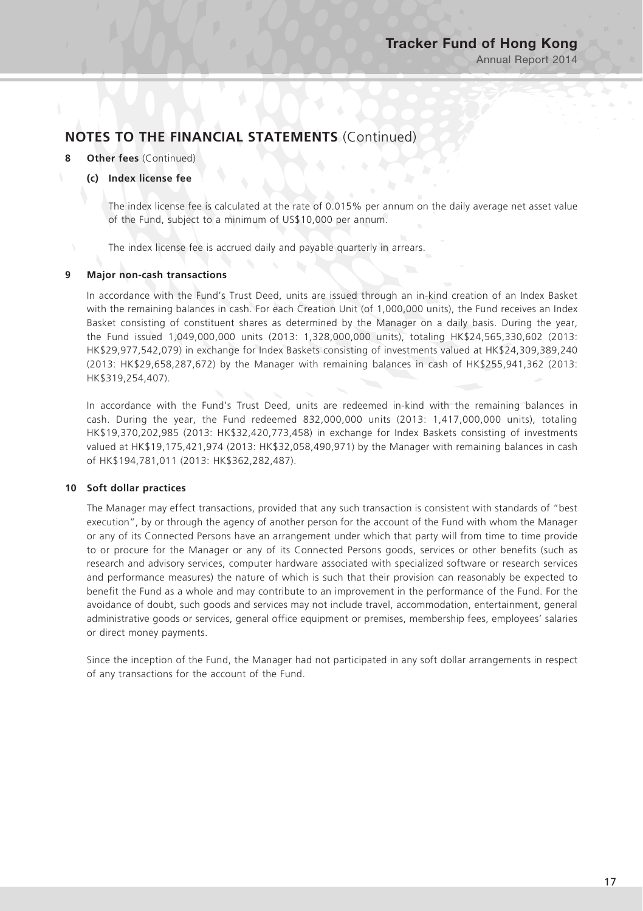## NOTES TO THE FINANCIAL STATEMENTS (Continued)

**8 Other fees** (Continued)

**(c) Index license fee**

The index license fee is calculated at the rate of 0.015% per annum on the daily average net asset value of the Fund, subject to a minimum of US$10,000 per annum.

The index license fee is accrued daily and payable quarterly in arrears.

**9 Major non-cash transactions**

In accordance with the Fund's Trust Deed, units are issued through an in-kind creation of an Index Basket with the remaining balances in cash. For each Creation Unit (of 1,000,000 units), the Fund receives an Index Basket consisting of constituent shares as determined by the Manager on a daily basis. During the year, the Fund issued 1,049,000,000 units (2013: 1,328,000,000 units), totaling HK$24,565,330,602 (2013: HK$29,977,542,079) in exchange for Index Baskets consisting of investments valued at HK$24,309,389,240 (2013: HK$29,658,287,672) by the Manager with remaining balances in cash of HK$255,941,362 (2013: HK$319,254,407).

In accordance with the Fund's Trust Deed, units are redeemed in-kind with the remaining balances in cash. During the year, the Fund redeemed 832,000,000 units (2013: 1,417,000,000 units), totaling HK$19,370,202,985 (2013: HK$32,420,773,458) in exchange for Index Baskets consisting of investments valued at HK$19,175,421,974 (2013: HK$32,058,490,971) by the Manager with remaining balances in cash of HK$194,781,011 (2013: HK$362,282,487).

**10 Soft dollar practices**

The Manager may effect transactions, provided that any such transaction is consistent with standards of "best execution", by or through the agency of another person for the account of the Fund with whom the Manager or any of its Connected Persons have an arrangement under which that party will from time to time provide to or procure for the Manager or any of its Connected Persons goods, services or other benefits (such as research and advisory services, computer hardware associated with specialized software or research services and performance measures) the nature of which is such that their provision can reasonably be expected to benefit the Fund as a whole and may contribute to an improvement in the performance of the Fund. For the avoidance of doubt, such goods and services may not include travel, accommodation, entertainment, general administrative goods or services, general office equipment or premises, membership fees, employees' salaries or direct money payments.

Since the inception of the Fund, the Manager had not participated in any soft dollar arrangements in respect of any transactions for the account of the Fund.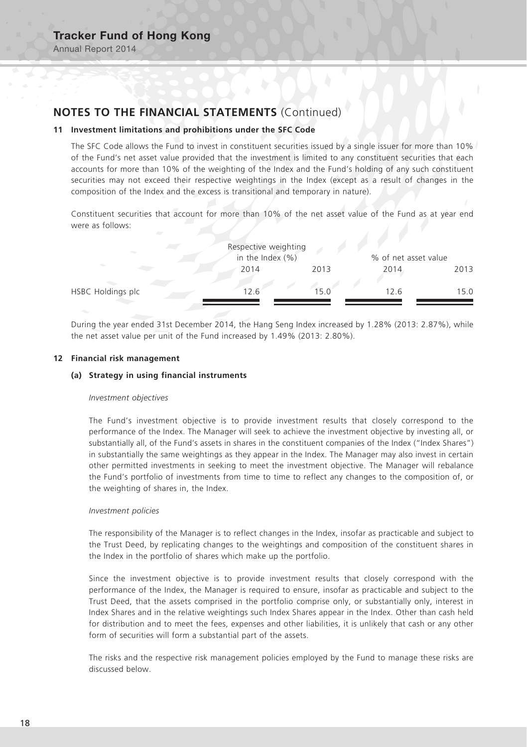## NOTES TO THE FINANCIAL STATEMENTS (Continued)

### 11 Investment limitations and prohibitions under the SFC Code

The SFC Code allows the Fund to invest in constituent securities issued by a single issuer for more than 10% of the Fund's net asset value provided that the investment is limited to any constituent securities that each accounts for more than 10% of the weighting of the Index and the Fund's holding of any such constituent securities may not exceed their respective weightings in the Index (except as a result of changes in the composition of the Index and the excess is transitional and temporary in nature).

Constituent securities that account for more than 10% of the net asset value of the Fund as at year end were as follows:

| | Respective weighting in the Index (%) | | % of net asset value | |
|---|---|---|---|---|
| | 2014 | 2013 | 2014 | 2013 |
| HSBC Holdings plc | 12.6 | 15.0 | 12.6 | 15.0 |

During the year ended 31st December 2014, the Hang Seng Index increased by 1.28% (2013: 2.87%), while the net asset value per unit of the Fund increased by 1.49% (2013: 2.80%).

### 12 Financial risk management

#### (a) Strategy in using financial instruments

*Investment objectives*

The Fund's investment objective is to provide investment results that closely correspond to the performance of the Index. The Manager will seek to achieve the investment objective by investing all, or substantially all, of the Fund's assets in shares in the constituent companies of the Index ("Index Shares") in substantially the same weightings as they appear in the Index. The Manager may also invest in certain other permitted investments in seeking to meet the investment objective. The Manager will rebalance the Fund's portfolio of investments from time to time to reflect any changes to the composition of, or the weighting of shares in, the Index.

*Investment policies*

The responsibility of the Manager is to reflect changes in the Index, insofar as practicable and subject to the Trust Deed, by replicating changes to the weightings and composition of the constituent shares in the Index in the portfolio of shares which make up the portfolio.

Since the investment objective is to provide investment results that closely correspond with the performance of the Index, the Manager is required to ensure, insofar as practicable and subject to the Trust Deed, that the assets comprised in the portfolio comprise only, or substantially only, interest in Index Shares and in the relative weightings such Index Shares appear in the Index. Other than cash held for distribution and to meet the fees, expenses and other liabilities, it is unlikely that cash or any other form of securities will form a substantial part of the assets.

The risks and the respective risk management policies employed by the Fund to manage these risks are discussed below.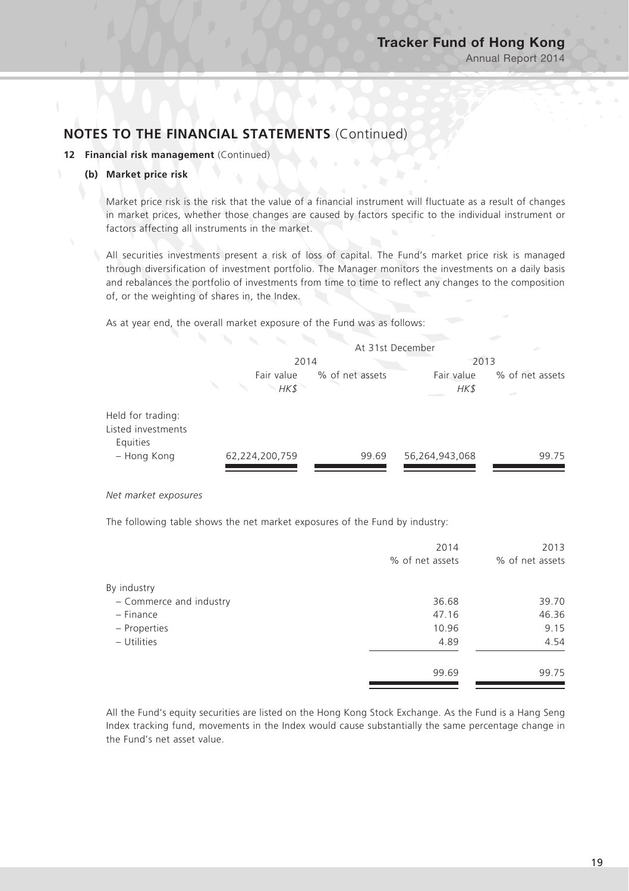## NOTES TO THE FINANCIAL STATEMENTS (Continued)

**12 Financial risk management** (Continued)

**(b) Market price risk**

Market price risk is the risk that the value of a financial instrument will fluctuate as a result of changes in market prices, whether those changes are caused by factors specific to the individual instrument or factors affecting all instruments in the market.

All securities investments present a risk of loss of capital. The Fund's market price risk is managed through diversification of investment portfolio. The Manager monitors the investments on a daily basis and rebalances the portfolio of investments from time to time to reflect any changes to the composition of, or the weighting of shares in, the Index.

As at year end, the overall market exposure of the Fund was as follows:

| | At 31st December | | | |
|---|---|---|---|---|
| | 2014 | | 2013 | |
| | Fair value *HK$* | % of net assets | Fair value *HK$* | % of net assets |
| Held for trading: | | | | |
| Listed investments | | | | |
| Equities | | | | |
| – Hong Kong | 62,224,200,759 | 99.69 | 56,264,943,068 | 99.75 |

*Net market exposures*

The following table shows the net market exposures of the Fund by industry:

| | 2014 % of net assets | 2013 % of net assets |
|---|---|---|
| By industry | | |
| – Commerce and industry | 36.68 | 39.70 |
| – Finance | 47.16 | 46.36 |
| – Properties | 10.96 | 9.15 |
| – Utilities | 4.89 | 4.54 |
| | 99.69 | 99.75 |

All the Fund's equity securities are listed on the Hong Kong Stock Exchange. As the Fund is a Hang Seng Index tracking fund, movements in the Index would cause substantially the same percentage change in the Fund's net asset value.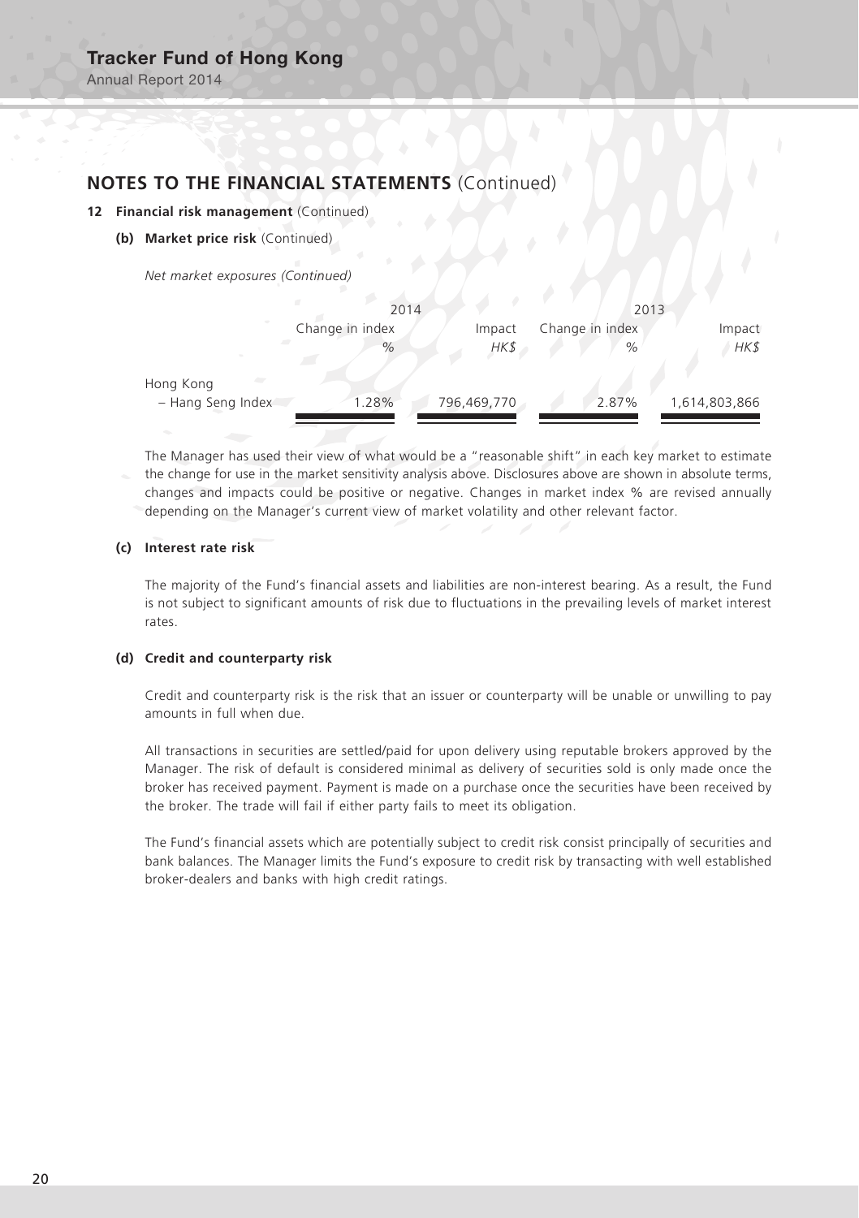## NOTES TO THE FINANCIAL STATEMENTS (Continued)

**12 Financial risk management** (Continued)

**(b) Market price risk** (Continued)

*Net market exposures (Continued)*

| | 2014 | | 2013 | |
|---|---|---|---|---|
| | Change in index<br>% | Impact<br>*HK$* | Change in index<br>% | Impact<br>*HK$* |
| Hong Kong<br>– Hang Seng Index | 1.28% | 796,469,770 | 2.87% | 1,614,803,866 |

The Manager has used their view of what would be a "reasonable shift" in each key market to estimate the change for use in the market sensitivity analysis above. Disclosures above are shown in absolute terms, changes and impacts could be positive or negative. Changes in market index % are revised annually depending on the Manager's current view of market volatility and other relevant factor.

**(c) Interest rate risk**

The majority of the Fund's financial assets and liabilities are non-interest bearing. As a result, the Fund is not subject to significant amounts of risk due to fluctuations in the prevailing levels of market interest rates.

**(d) Credit and counterparty risk**

Credit and counterparty risk is the risk that an issuer or counterparty will be unable or unwilling to pay amounts in full when due.

All transactions in securities are settled/paid for upon delivery using reputable brokers approved by the Manager. The risk of default is considered minimal as delivery of securities sold is only made once the broker has received payment. Payment is made on a purchase once the securities have been received by the broker. The trade will fail if either party fails to meet its obligation.

The Fund's financial assets which are potentially subject to credit risk consist principally of securities and bank balances. The Manager limits the Fund's exposure to credit risk by transacting with well established broker-dealers and banks with high credit ratings.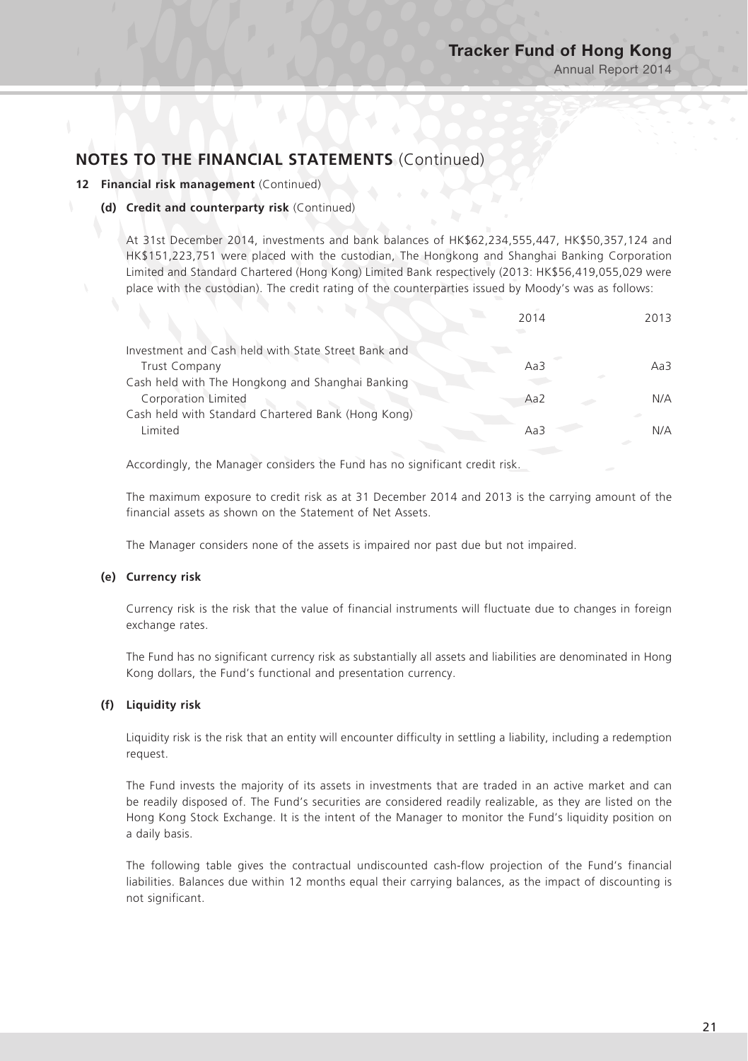## NOTES TO THE FINANCIAL STATEMENTS (Continued)

### 12 Financial risk management (Continued)

#### (d) Credit and counterparty risk (Continued)

At 31st December 2014, investments and bank balances of HK$62,234,555,447, HK$50,357,124 and HK$151,223,751 were placed with the custodian, The Hongkong and Shanghai Banking Corporation Limited and Standard Chartered (Hong Kong) Limited Bank respectively (2013: HK$56,419,055,029 were place with the custodian). The credit rating of the counterparties issued by Moody's was as follows:

| | 2014 | 2013 |
|---|---|---|
| Investment and Cash held with State Street Bank and Trust Company | Aa3 | Aa3 |
| Cash held with The Hongkong and Shanghai Banking Corporation Limited | Aa2 | N/A |
| Cash held with Standard Chartered Bank (Hong Kong) Limited | Aa3 | N/A |

Accordingly, the Manager considers the Fund has no significant credit risk.

The maximum exposure to credit risk as at 31 December 2014 and 2013 is the carrying amount of the financial assets as shown on the Statement of Net Assets.

The Manager considers none of the assets is impaired nor past due but not impaired.

#### (e) Currency risk

Currency risk is the risk that the value of financial instruments will fluctuate due to changes in foreign exchange rates.

The Fund has no significant currency risk as substantially all assets and liabilities are denominated in Hong Kong dollars, the Fund's functional and presentation currency.

#### (f) Liquidity risk

Liquidity risk is the risk that an entity will encounter difficulty in settling a liability, including a redemption request.

The Fund invests the majority of its assets in investments that are traded in an active market and can be readily disposed of. The Fund's securities are considered readily realizable, as they are listed on the Hong Kong Stock Exchange. It is the intent of the Manager to monitor the Fund's liquidity position on a daily basis.

The following table gives the contractual undiscounted cash-flow projection of the Fund's financial liabilities. Balances due within 12 months equal their carrying balances, as the impact of discounting is not significant.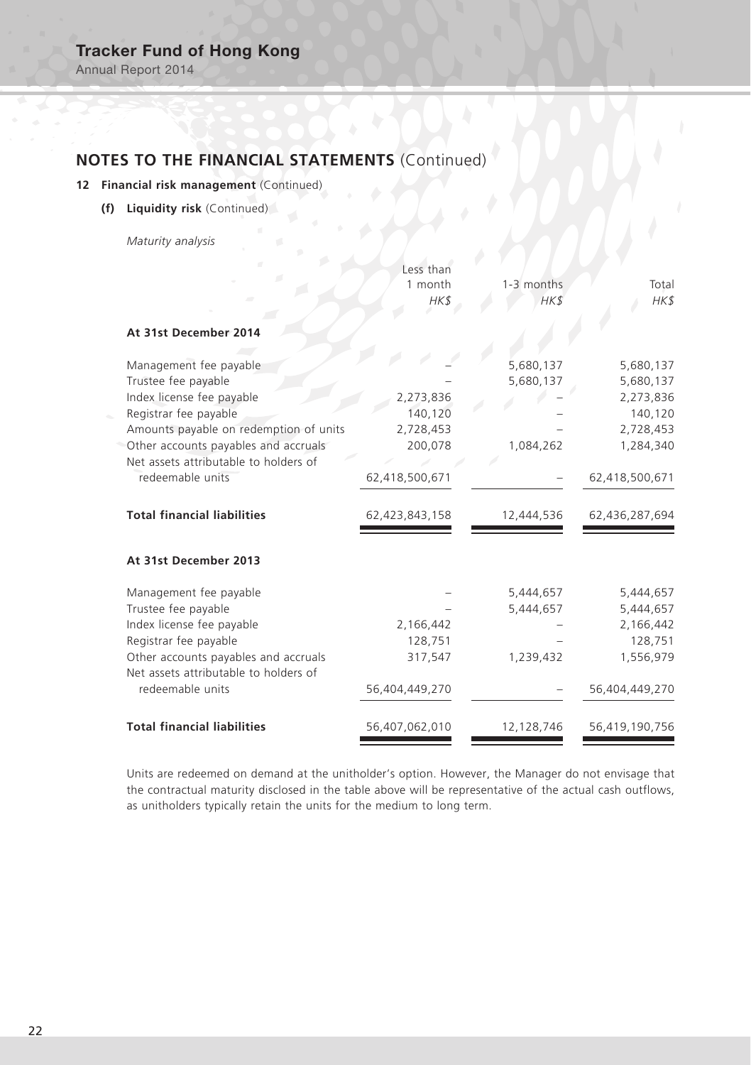## NOTES TO THE FINANCIAL STATEMENTS (Continued)

### 12 Financial risk management (Continued)

#### (f) Liquidity risk (Continued)

*Maturity analysis*

| | Less than 1 month *HK$* | 1-3 months *HK$* | Total *HK$* |
|---|---|---|---|
| **At 31st December 2014** | | | |
| Management fee payable | – | 5,680,137 | 5,680,137 |
| Trustee fee payable | – | 5,680,137 | 5,680,137 |
| Index license fee payable | 2,273,836 | – | 2,273,836 |
| Registrar fee payable | 140,120 | – | 140,120 |
| Amounts payable on redemption of units | 2,728,453 | – | 2,728,453 |
| Other accounts payables and accruals | 200,078 | 1,084,262 | 1,284,340 |
| Net assets attributable to holders of redeemable units | 62,418,500,671 | – | 62,418,500,671 |
| **Total financial liabilities** | 62,423,843,158 | 12,444,536 | 62,436,287,694 |
| **At 31st December 2013** | | | |
| Management fee payable | – | 5,444,657 | 5,444,657 |
| Trustee fee payable | – | 5,444,657 | 5,444,657 |
| Index license fee payable | 2,166,442 | – | 2,166,442 |
| Registrar fee payable | 128,751 | – | 128,751 |
| Other accounts payables and accruals | 317,547 | 1,239,432 | 1,556,979 |
| Net assets attributable to holders of redeemable units | 56,404,449,270 | – | 56,404,449,270 |
| **Total financial liabilities** | 56,407,062,010 | 12,128,746 | 56,419,190,756 |

Units are redeemed on demand at the unitholder's option. However, the Manager do not envisage that the contractual maturity disclosed in the table above will be representative of the actual cash outflows, as unitholders typically retain the units for the medium to long term.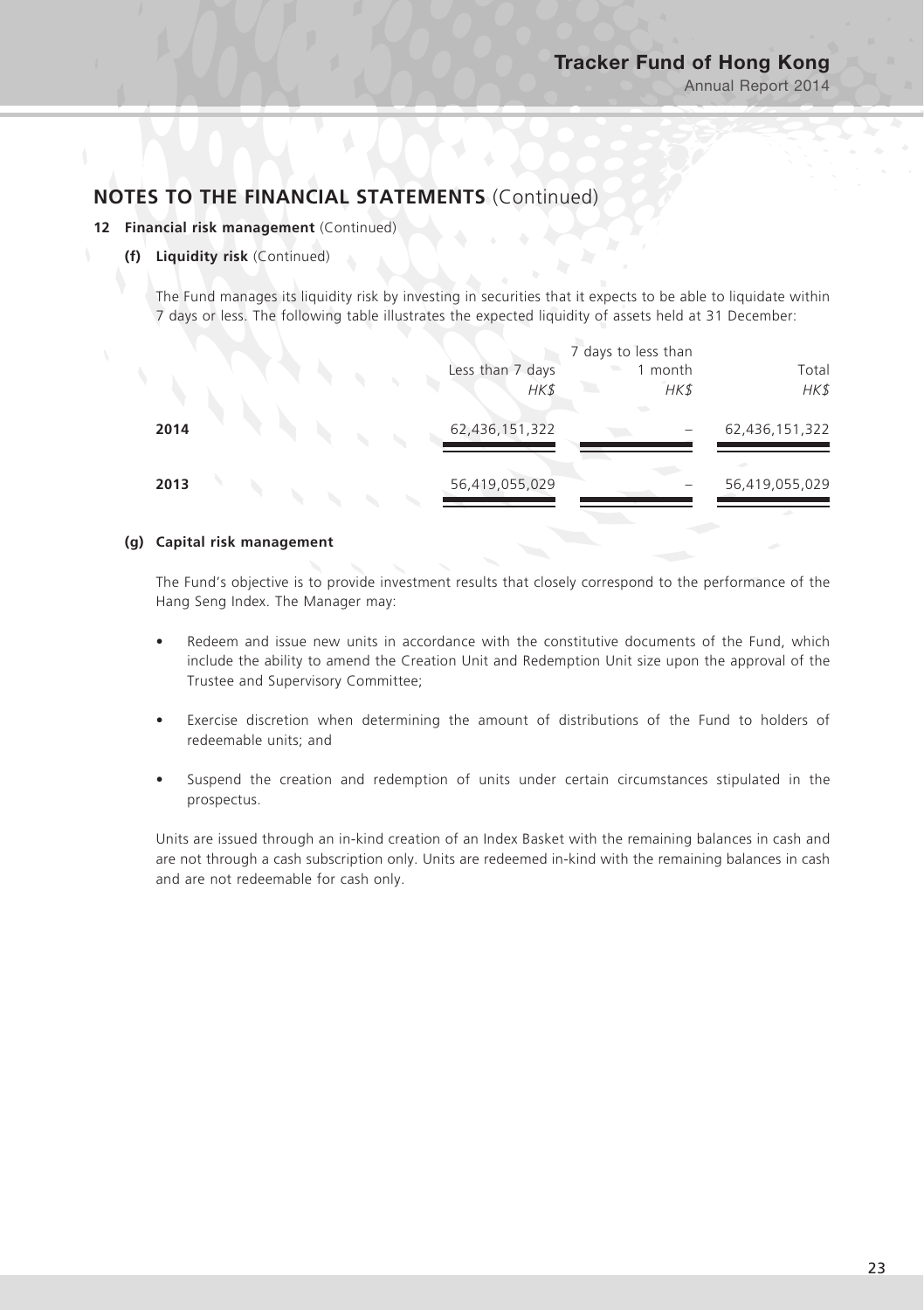# NOTES TO THE FINANCIAL STATEMENTS (Continued)

## 12 Financial risk management (Continued)

### (f) Liquidity risk (Continued)

The Fund manages its liquidity risk by investing in securities that it expects to be able to liquidate within 7 days or less. The following table illustrates the expected liquidity of assets held at 31 December:

| | Less than 7 days | 7 days to less than 1 month | Total |
|---|---|---|---|
| | *HK$* | *HK$* | *HK$* |
| **2014** | 62,436,151,322 | – | 62,436,151,322 |
| **2013** | 56,419,055,029 | – | 56,419,055,029 |

### (g) Capital risk management

The Fund's objective is to provide investment results that closely correspond to the performance of the Hang Seng Index. The Manager may:

- Redeem and issue new units in accordance with the constitutive documents of the Fund, which include the ability to amend the Creation Unit and Redemption Unit size upon the approval of the Trustee and Supervisory Committee;
- Exercise discretion when determining the amount of distributions of the Fund to holders of redeemable units; and
- Suspend the creation and redemption of units under certain circumstances stipulated in the prospectus.

Units are issued through an in-kind creation of an Index Basket with the remaining balances in cash and are not through a cash subscription only. Units are redeemed in-kind with the remaining balances in cash and are not redeemable for cash only.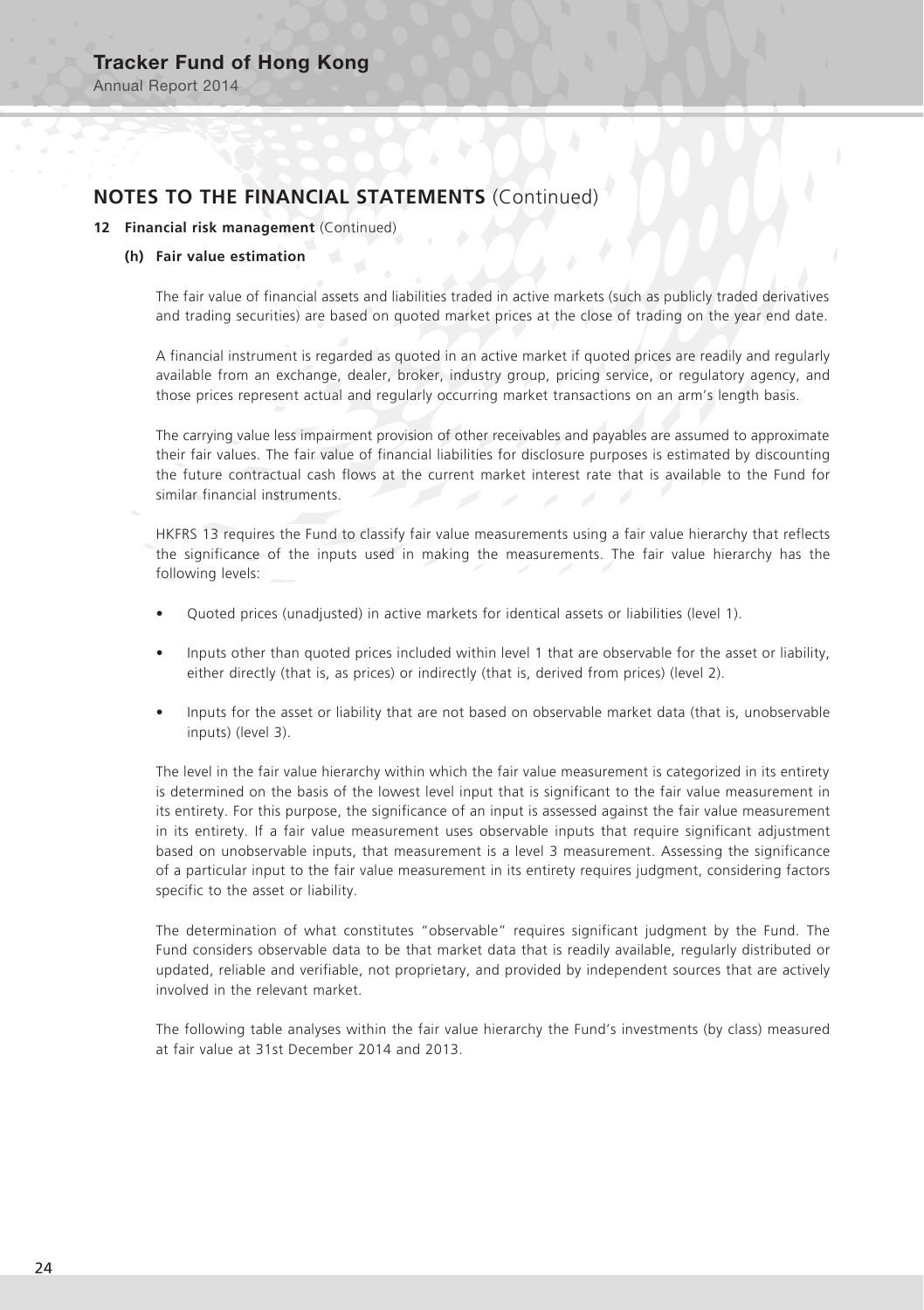## NOTES TO THE FINANCIAL STATEMENTS (Continued)

### 12 Financial risk management (Continued)

#### (h) Fair value estimation

The fair value of financial assets and liabilities traded in active markets (such as publicly traded derivatives and trading securities) are based on quoted market prices at the close of trading on the year end date.

A financial instrument is regarded as quoted in an active market if quoted prices are readily and regularly available from an exchange, dealer, broker, industry group, pricing service, or regulatory agency, and those prices represent actual and regularly occurring market transactions on an arm's length basis.

The carrying value less impairment provision of other receivables and payables are assumed to approximate their fair values. The fair value of financial liabilities for disclosure purposes is estimated by discounting the future contractual cash flows at the current market interest rate that is available to the Fund for similar financial instruments.

HKFRS 13 requires the Fund to classify fair value measurements using a fair value hierarchy that reflects the significance of the inputs used in making the measurements. The fair value hierarchy has the following levels:

- Quoted prices (unadjusted) in active markets for identical assets or liabilities (level 1).
- Inputs other than quoted prices included within level 1 that are observable for the asset or liability, either directly (that is, as prices) or indirectly (that is, derived from prices) (level 2).
- Inputs for the asset or liability that are not based on observable market data (that is, unobservable inputs) (level 3).

The level in the fair value hierarchy within which the fair value measurement is categorized in its entirety is determined on the basis of the lowest level input that is significant to the fair value measurement in its entirety. For this purpose, the significance of an input is assessed against the fair value measurement in its entirety. If a fair value measurement uses observable inputs that require significant adjustment based on unobservable inputs, that measurement is a level 3 measurement. Assessing the significance of a particular input to the fair value measurement in its entirety requires judgment, considering factors specific to the asset or liability.

The determination of what constitutes "observable" requires significant judgment by the Fund. The Fund considers observable data to be that market data that is readily available, regularly distributed or updated, reliable and verifiable, not proprietary, and provided by independent sources that are actively involved in the relevant market.

The following table analyses within the fair value hierarchy the Fund's investments (by class) measured at fair value at 31st December 2014 and 2013.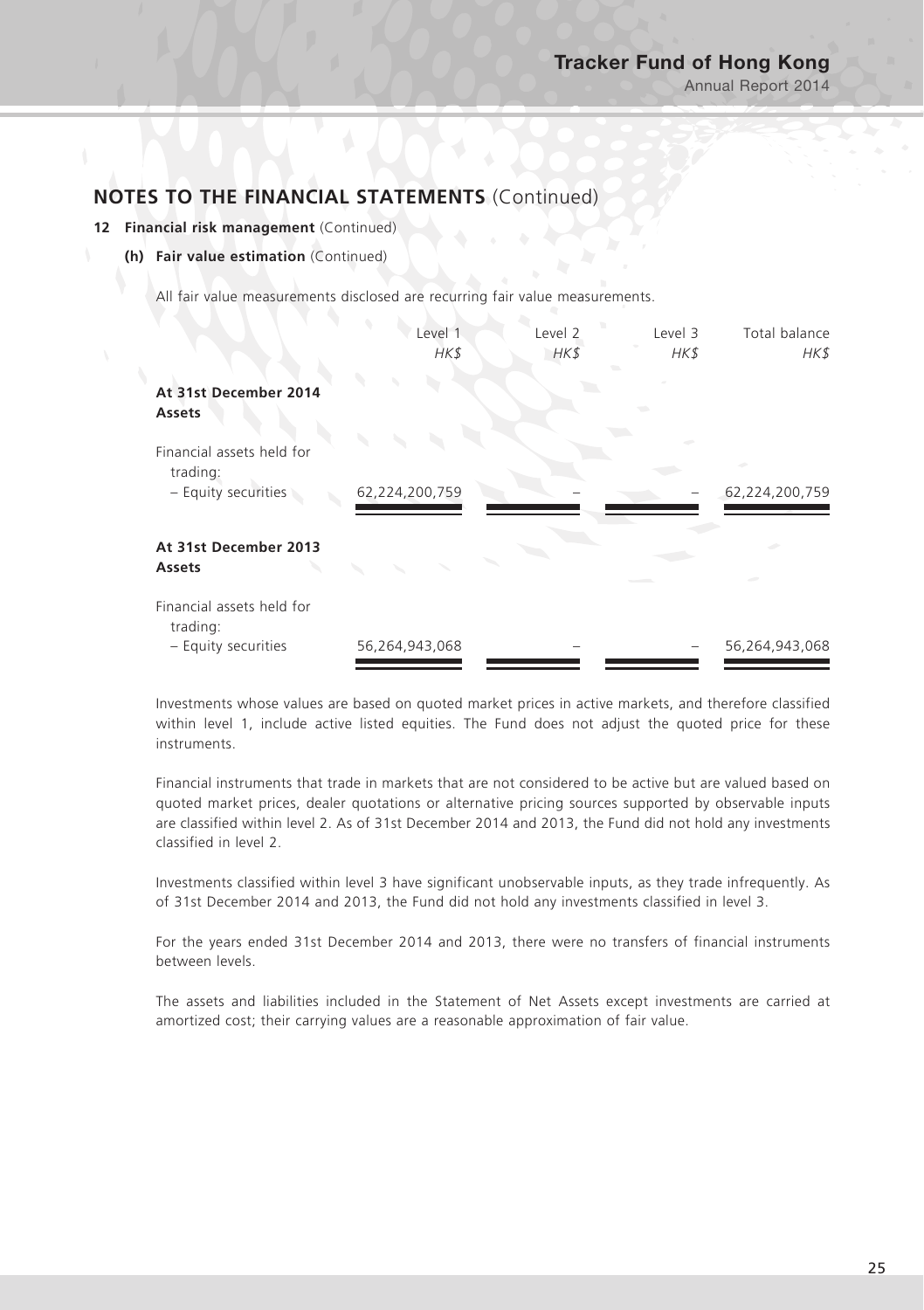## NOTES TO THE FINANCIAL STATEMENTS (Continued)

**12 Financial risk management** (Continued)

**(h) Fair value estimation** (Continued)

All fair value measurements disclosed are recurring fair value measurements.

| | Level 1 *HK$* | Level 2 *HK$* | Level 3 *HK$* | Total balance *HK$* |
|---|---|---|---|---|
| **At 31st December 2014** | | | | |
| **Assets** | | | | |
| Financial assets held for trading: | | | | |
| – Equity securities | 62,224,200,759 | – | – | 62,224,200,759 |
| **At 31st December 2013** | | | | |
| **Assets** | | | | |
| Financial assets held for trading: | | | | |
| – Equity securities | 56,264,943,068 | – | – | 56,264,943,068 |

Investments whose values are based on quoted market prices in active markets, and therefore classified within level 1, include active listed equities. The Fund does not adjust the quoted price for these instruments.

Financial instruments that trade in markets that are not considered to be active but are valued based on quoted market prices, dealer quotations or alternative pricing sources supported by observable inputs are classified within level 2. As of 31st December 2014 and 2013, the Fund did not hold any investments classified in level 2.

Investments classified within level 3 have significant unobservable inputs, as they trade infrequently. As of 31st December 2014 and 2013, the Fund did not hold any investments classified in level 3.

For the years ended 31st December 2014 and 2013, there were no transfers of financial instruments between levels.

The assets and liabilities included in the Statement of Net Assets except investments are carried at amortized cost; their carrying values are a reasonable approximation of fair value.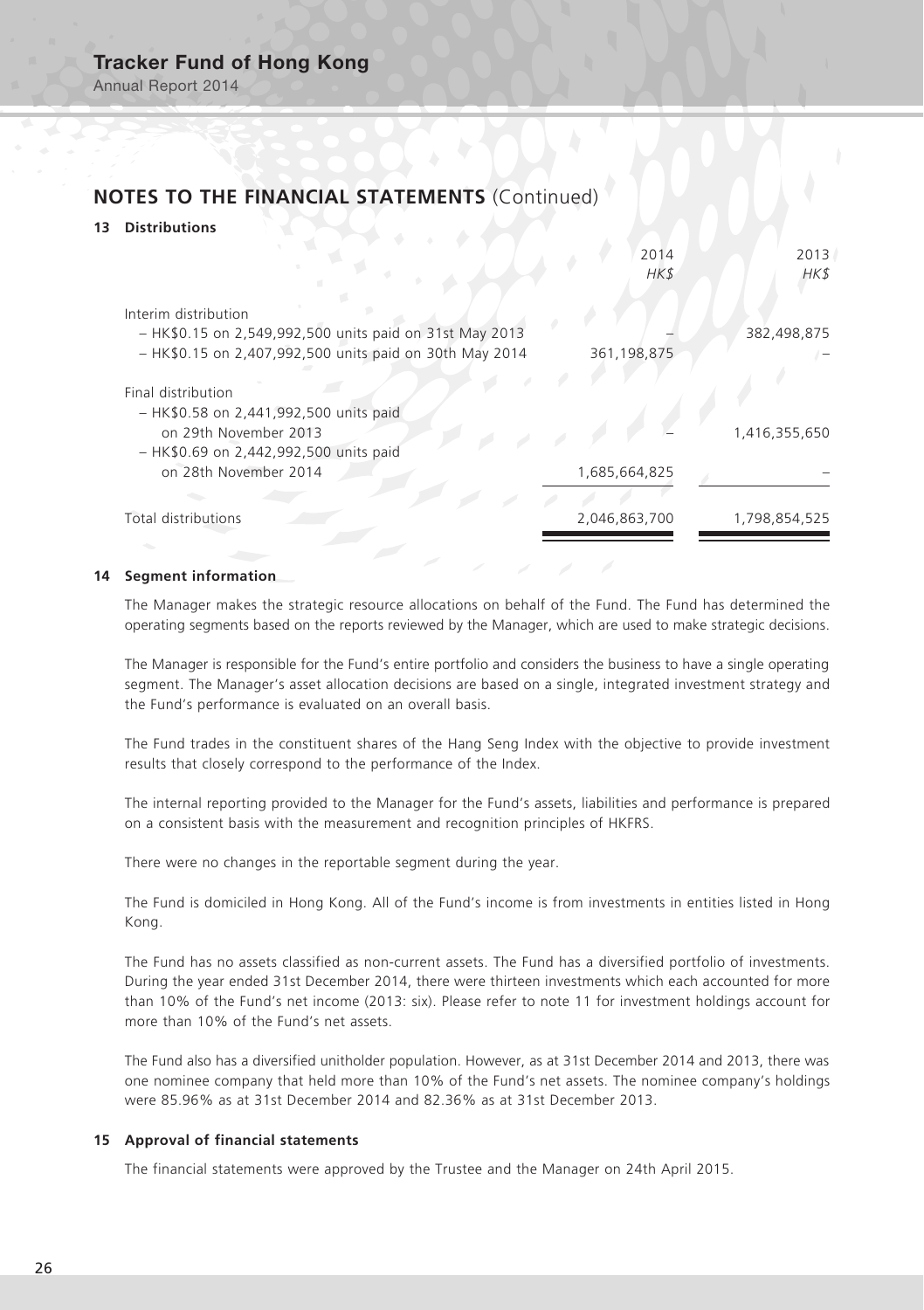## NOTES TO THE FINANCIAL STATEMENTS (Continued)

### 13 Distributions

| | 2014 HK$ | 2013 HK$ |
|---|---|---|
| Interim distribution | | |
| – HK$0.15 on 2,549,992,500 units paid on 31st May 2013 | – | 382,498,875 |
| – HK$0.15 on 2,407,992,500 units paid on 30th May 2014 | 361,198,875 | – |
| Final distribution | | |
| – HK$0.58 on 2,441,992,500 units paid on 29th November 2013 | – | 1,416,355,650 |
| – HK$0.69 on 2,442,992,500 units paid on 28th November 2014 | 1,685,664,825 | – |
| Total distributions | 2,046,863,700 | 1,798,854,525 |

### 14 Segment information

The Manager makes the strategic resource allocations on behalf of the Fund. The Fund has determined the operating segments based on the reports reviewed by the Manager, which are used to make strategic decisions.

The Manager is responsible for the Fund's entire portfolio and considers the business to have a single operating segment. The Manager's asset allocation decisions are based on a single, integrated investment strategy and the Fund's performance is evaluated on an overall basis.

The Fund trades in the constituent shares of the Hang Seng Index with the objective to provide investment results that closely correspond to the performance of the Index.

The internal reporting provided to the Manager for the Fund's assets, liabilities and performance is prepared on a consistent basis with the measurement and recognition principles of HKFRS.

There were no changes in the reportable segment during the year.

The Fund is domiciled in Hong Kong. All of the Fund's income is from investments in entities listed in Hong Kong.

The Fund has no assets classified as non-current assets. The Fund has a diversified portfolio of investments. During the year ended 31st December 2014, there were thirteen investments which each accounted for more than 10% of the Fund's net income (2013: six). Please refer to note 11 for investment holdings account for more than 10% of the Fund's net assets.

The Fund also has a diversified unitholder population. However, as at 31st December 2014 and 2013, there was one nominee company that held more than 10% of the Fund's net assets. The nominee company's holdings were 85.96% as at 31st December 2014 and 82.36% as at 31st December 2013.

### 15 Approval of financial statements

The financial statements were approved by the Trustee and the Manager on 24th April 2015.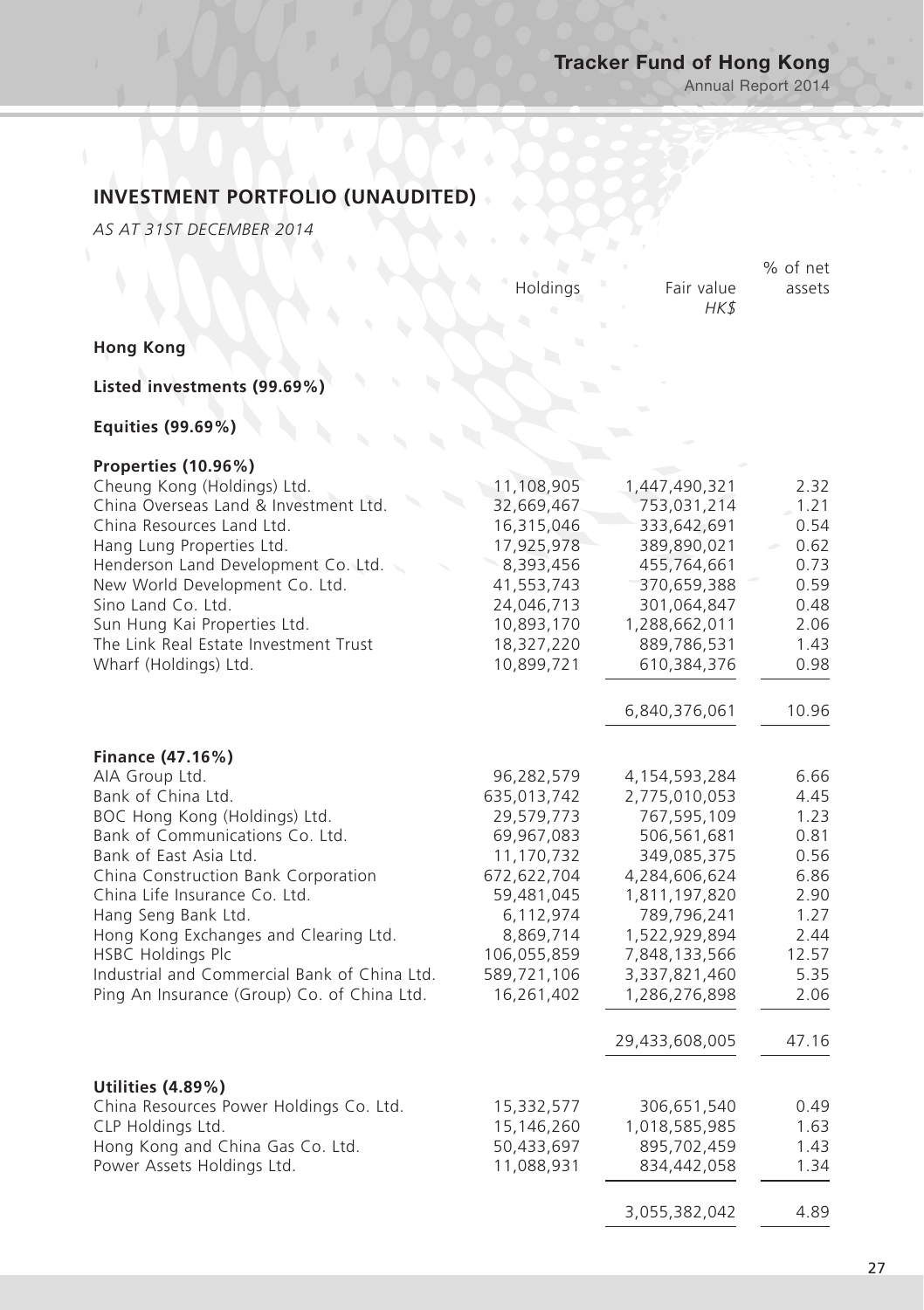## INVESTMENT PORTFOLIO (UNAUDITED)

*AS AT 31ST DECEMBER 2014*

| | Holdings | Fair value *HK$* | % of net assets |
|---|---|---|---|
| **Hong Kong** | | | |
| **Listed investments (99.69%)** | | | |
| **Equities (99.69%)** | | | |
| **Properties (10.96%)** | | | |
| Cheung Kong (Holdings) Ltd. | 11,108,905 | 1,447,490,321 | 2.32 |
| China Overseas Land & Investment Ltd. | 32,669,467 | 753,031,214 | 1.21 |
| China Resources Land Ltd. | 16,315,046 | 333,642,691 | 0.54 |
| Hang Lung Properties Ltd. | 17,925,978 | 389,890,021 | 0.62 |
| Henderson Land Development Co. Ltd. | 8,393,456 | 455,764,661 | 0.73 |
| New World Development Co. Ltd. | 41,553,743 | 370,659,388 | 0.59 |
| Sino Land Co. Ltd. | 24,046,713 | 301,064,847 | 0.48 |
| Sun Hung Kai Properties Ltd. | 10,893,170 | 1,288,662,011 | 2.06 |
| The Link Real Estate Investment Trust | 18,327,220 | 889,786,531 | 1.43 |
| Wharf (Holdings) Ltd. | 10,899,721 | 610,384,376 | 0.98 |
| | | 6,840,376,061 | 10.96 |
| **Finance (47.16%)** | | | |
| AIA Group Ltd. | 96,282,579 | 4,154,593,284 | 6.66 |
| Bank of China Ltd. | 635,013,742 | 2,775,010,053 | 4.45 |
| BOC Hong Kong (Holdings) Ltd. | 29,579,773 | 767,595,109 | 1.23 |
| Bank of Communications Co. Ltd. | 69,967,083 | 506,561,681 | 0.81 |
| Bank of East Asia Ltd. | 11,170,732 | 349,085,375 | 0.56 |
| China Construction Bank Corporation | 672,622,704 | 4,284,606,624 | 6.86 |
| China Life Insurance Co. Ltd. | 59,481,045 | 1,811,197,820 | 2.90 |
| Hang Seng Bank Ltd. | 6,112,974 | 789,796,241 | 1.27 |
| Hong Kong Exchanges and Clearing Ltd. | 8,869,714 | 1,522,929,894 | 2.44 |
| HSBC Holdings Plc | 106,055,859 | 7,848,133,566 | 12.57 |
| Industrial and Commercial Bank of China Ltd. | 589,721,106 | 3,337,821,460 | 5.35 |
| Ping An Insurance (Group) Co. of China Ltd. | 16,261,402 | 1,286,276,898 | 2.06 |
| | | 29,433,608,005 | 47.16 |
| **Utilities (4.89%)** | | | |
| China Resources Power Holdings Co. Ltd. | 15,332,577 | 306,651,540 | 0.49 |
| CLP Holdings Ltd. | 15,146,260 | 1,018,585,985 | 1.63 |
| Hong Kong and China Gas Co. Ltd. | 50,433,697 | 895,702,459 | 1.43 |
| Power Assets Holdings Ltd. | 11,088,931 | 834,442,058 | 1.34 |
| | | 3,055,382,042 | 4.89 |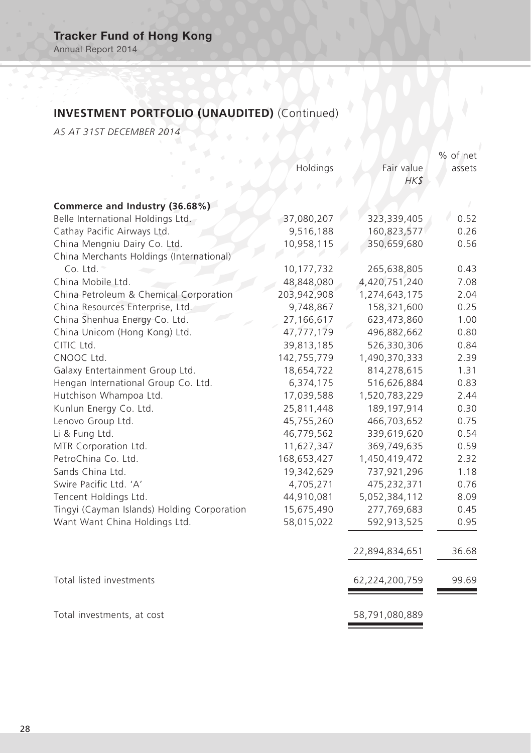## INVESTMENT PORTFOLIO (UNAUDITED) (Continued)

*AS AT 31ST DECEMBER 2014*

| | Holdings | Fair value *HK$* | % of net assets |
|---|---|---|---|
| **Commerce and Industry (36.68%)** | | | |
| Belle International Holdings Ltd. | 37,080,207 | 323,339,405 | 0.52 |
| Cathay Pacific Airways Ltd. | 9,516,188 | 160,823,577 | 0.26 |
| China Mengniu Dairy Co. Ltd. | 10,958,115 | 350,659,680 | 0.56 |
| China Merchants Holdings (International) Co. Ltd. | 10,177,732 | 265,638,805 | 0.43 |
| China Mobile Ltd. | 48,848,080 | 4,420,751,240 | 7.08 |
| China Petroleum & Chemical Corporation | 203,942,908 | 1,274,643,175 | 2.04 |
| China Resources Enterprise, Ltd. | 9,748,867 | 158,321,600 | 0.25 |
| China Shenhua Energy Co. Ltd. | 27,166,617 | 623,473,860 | 1.00 |
| China Unicom (Hong Kong) Ltd. | 47,777,179 | 496,882,662 | 0.80 |
| CITIC Ltd. | 39,813,185 | 526,330,306 | 0.84 |
| CNOOC Ltd. | 142,755,779 | 1,490,370,333 | 2.39 |
| Galaxy Entertainment Group Ltd. | 18,654,722 | 814,278,615 | 1.31 |
| Hengan International Group Co. Ltd. | 6,374,175 | 516,626,884 | 0.83 |
| Hutchison Whampoa Ltd. | 17,039,588 | 1,520,783,229 | 2.44 |
| Kunlun Energy Co. Ltd. | 25,811,448 | 189,197,914 | 0.30 |
| Lenovo Group Ltd. | 45,755,260 | 466,703,652 | 0.75 |
| Li & Fung Ltd. | 46,779,562 | 339,619,620 | 0.54 |
| MTR Corporation Ltd. | 11,627,347 | 369,749,635 | 0.59 |
| PetroChina Co. Ltd. | 168,653,427 | 1,450,419,472 | 2.32 |
| Sands China Ltd. | 19,342,629 | 737,921,296 | 1.18 |
| Swire Pacific Ltd. 'A' | 4,705,271 | 475,232,371 | 0.76 |
| Tencent Holdings Ltd. | 44,910,081 | 5,052,384,112 | 8.09 |
| Tingyi (Cayman Islands) Holding Corporation | 15,675,490 | 277,769,683 | 0.45 |
| Want Want China Holdings Ltd. | 58,015,022 | 592,913,525 | 0.95 |
| | | 22,894,834,651 | 36.68 |
| Total listed investments | | 62,224,200,759 | 99.69 |
| Total investments, at cost | | 58,791,080,889 | |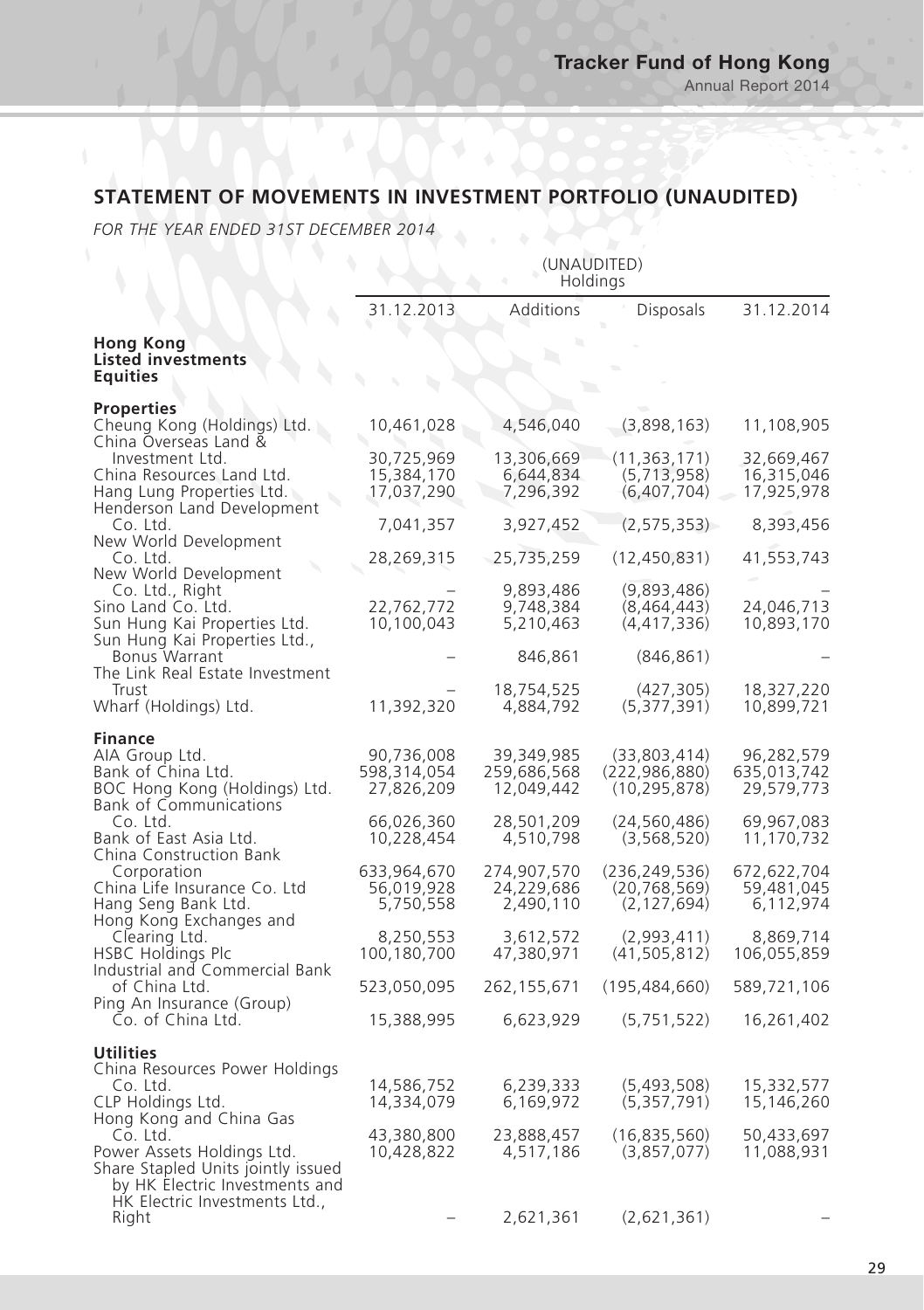## STATEMENT OF MOVEMENTS IN INVESTMENT PORTFOLIO (UNAUDITED)

*FOR THE YEAR ENDED 31ST DECEMBER 2014*

| | (UNAUDITED) Holdings | | | |
|---|---|---|---|---|
| | 31.12.2013 | Additions | Disposals | 31.12.2014 |
| **Hong Kong Listed investments Equities** | | | | |
| **Properties** | | | | |
| Cheung Kong (Holdings) Ltd. | 10,461,028 | 4,546,040 | (3,898,163) | 11,108,905 |
| China Overseas Land & Investment Ltd. | 30,725,969 | 13,306,669 | (11,363,171) | 32,669,467 |
| China Resources Land Ltd. | 15,384,170 | 6,644,834 | (5,713,958) | 16,315,046 |
| Hang Lung Properties Ltd. | 17,037,290 | 7,296,392 | (6,407,704) | 17,925,978 |
| Henderson Land Development Co. Ltd. | 7,041,357 | 3,927,452 | (2,575,353) | 8,393,456 |
| New World Development Co. Ltd. | 28,269,315 | 25,735,259 | (12,450,831) | 41,553,743 |
| New World Development Co. Ltd., Right | – | 9,893,486 | (9,893,486) | – |
| Sino Land Co. Ltd. | 22,762,772 | 9,748,384 | (8,464,443) | 24,046,713 |
| Sun Hung Kai Properties Ltd. | 10,100,043 | 5,210,463 | (4,417,336) | 10,893,170 |
| Sun Hung Kai Properties Ltd., Bonus Warrant | – | 846,861 | (846,861) | – |
| The Link Real Estate Investment Trust | – | 18,754,525 | (427,305) | 18,327,220 |
| Wharf (Holdings) Ltd. | 11,392,320 | 4,884,792 | (5,377,391) | 10,899,721 |
| **Finance** | | | | |
| AIA Group Ltd. | 90,736,008 | 39,349,985 | (33,803,414) | 96,282,579 |
| Bank of China Ltd. | 598,314,054 | 259,686,568 | (222,986,880) | 635,013,742 |
| BOC Hong Kong (Holdings) Ltd. | 27,826,209 | 12,049,442 | (10,295,878) | 29,579,773 |
| Bank of Communications Co. Ltd. | 66,026,360 | 28,501,209 | (24,560,486) | 69,967,083 |
| Bank of East Asia Ltd. | 10,228,454 | 4,510,798 | (3,568,520) | 11,170,732 |
| China Construction Bank Corporation | 633,964,670 | 274,907,570 | (236,249,536) | 672,622,704 |
| China Life Insurance Co. Ltd | 56,019,928 | 24,229,686 | (20,768,569) | 59,481,045 |
| Hang Seng Bank Ltd. | 5,750,558 | 2,490,110 | (2,127,694) | 6,112,974 |
| Hong Kong Exchanges and Clearing Ltd. | 8,250,553 | 3,612,572 | (2,993,411) | 8,869,714 |
| HSBC Holdings Plc | 100,180,700 | 47,380,971 | (41,505,812) | 106,055,859 |
| Industrial and Commercial Bank of China Ltd. | 523,050,095 | 262,155,671 | (195,484,660) | 589,721,106 |
| Ping An Insurance (Group) Co. of China Ltd. | 15,388,995 | 6,623,929 | (5,751,522) | 16,261,402 |
| **Utilities** | | | | |
| China Resources Power Holdings Co. Ltd. | 14,586,752 | 6,239,333 | (5,493,508) | 15,332,577 |
| CLP Holdings Ltd. | 14,334,079 | 6,169,972 | (5,357,791) | 15,146,260 |
| Hong Kong and China Gas Co. Ltd. | 43,380,800 | 23,888,457 | (16,835,560) | 50,433,697 |
| Power Assets Holdings Ltd. | 10,428,822 | 4,517,186 | (3,857,077) | 11,088,931 |
| Share Stapled Units jointly issued by HK Electric Investments and HK Electric Investments Ltd., Right | – | 2,621,361 | (2,621,361) | – |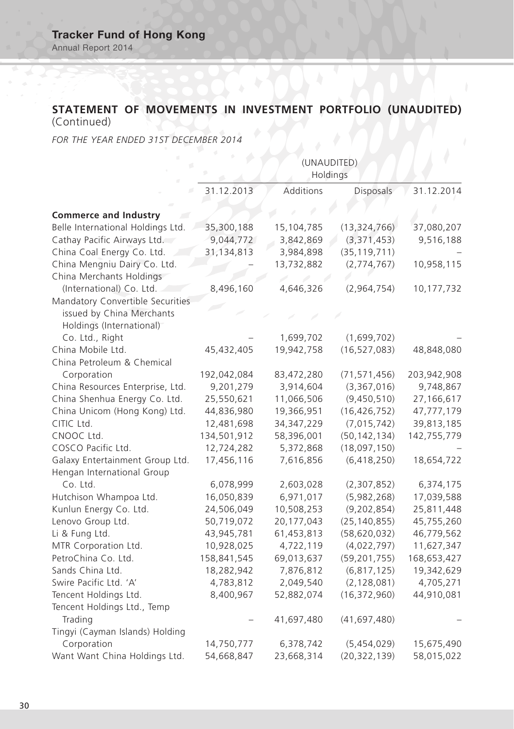## STATEMENT OF MOVEMENTS IN INVESTMENT PORTFOLIO (UNAUDITED) (Continued)

*FOR THE YEAR ENDED 31ST DECEMBER 2014*

| | (UNAUDITED) Holdings | | | |
|---|---|---|---|---|
| | 31.12.2013 | Additions | Disposals | 31.12.2014 |
| **Commerce and Industry** | | | | |
| Belle International Holdings Ltd. | 35,300,188 | 15,104,785 | (13,324,766) | 37,080,207 |
| Cathay Pacific Airways Ltd. | 9,044,772 | 3,842,869 | (3,371,453) | 9,516,188 |
| China Coal Energy Co. Ltd. | 31,134,813 | 3,984,898 | (35,119,711) | – |
| China Mengniu Dairy Co. Ltd. | – | 13,732,882 | (2,774,767) | 10,958,115 |
| China Merchants Holdings (International) Co. Ltd. | 8,496,160 | 4,646,326 | (2,964,754) | 10,177,732 |
| Mandatory Convertible Securities issued by China Merchants Holdings (International) Co. Ltd., Right | – | 1,699,702 | (1,699,702) | – |
| China Mobile Ltd. | 45,432,405 | 19,942,758 | (16,527,083) | 48,848,080 |
| China Petroleum & Chemical Corporation | 192,042,084 | 83,472,280 | (71,571,456) | 203,942,908 |
| China Resources Enterprise, Ltd. | 9,201,279 | 3,914,604 | (3,367,016) | 9,748,867 |
| China Shenhua Energy Co. Ltd. | 25,550,621 | 11,066,506 | (9,450,510) | 27,166,617 |
| China Unicom (Hong Kong) Ltd. | 44,836,980 | 19,366,951 | (16,426,752) | 47,777,179 |
| CITIC Ltd. | 12,481,698 | 34,347,229 | (7,015,742) | 39,813,185 |
| CNOOC Ltd. | 134,501,912 | 58,396,001 | (50,142,134) | 142,755,779 |
| COSCO Pacific Ltd. | 12,724,282 | 5,372,868 | (18,097,150) | – |
| Galaxy Entertainment Group Ltd. | 17,456,116 | 7,616,856 | (6,418,250) | 18,654,722 |
| Hengan International Group Co. Ltd. | 6,078,999 | 2,603,028 | (2,307,852) | 6,374,175 |
| Hutchison Whampoa Ltd. | 16,050,839 | 6,971,017 | (5,982,268) | 17,039,588 |
| Kunlun Energy Co. Ltd. | 24,506,049 | 10,508,253 | (9,202,854) | 25,811,448 |
| Lenovo Group Ltd. | 50,719,072 | 20,177,043 | (25,140,855) | 45,755,260 |
| Li & Fung Ltd. | 43,945,781 | 61,453,813 | (58,620,032) | 46,779,562 |
| MTR Corporation Ltd. | 10,928,025 | 4,722,119 | (4,022,797) | 11,627,347 |
| PetroChina Co. Ltd. | 158,841,545 | 69,013,637 | (59,201,755) | 168,653,427 |
| Sands China Ltd. | 18,282,942 | 7,876,812 | (6,817,125) | 19,342,629 |
| Swire Pacific Ltd. 'A' | 4,783,812 | 2,049,540 | (2,128,081) | 4,705,271 |
| Tencent Holdings Ltd. | 8,400,967 | 52,882,074 | (16,372,960) | 44,910,081 |
| Tencent Holdings Ltd., Temp Trading | – | 41,697,480 | (41,697,480) | – |
| Tingyi (Cayman Islands) Holding Corporation | 14,750,777 | 6,378,742 | (5,454,029) | 15,675,490 |
| Want Want China Holdings Ltd. | 54,668,847 | 23,668,314 | (20,322,139) | 58,015,022 |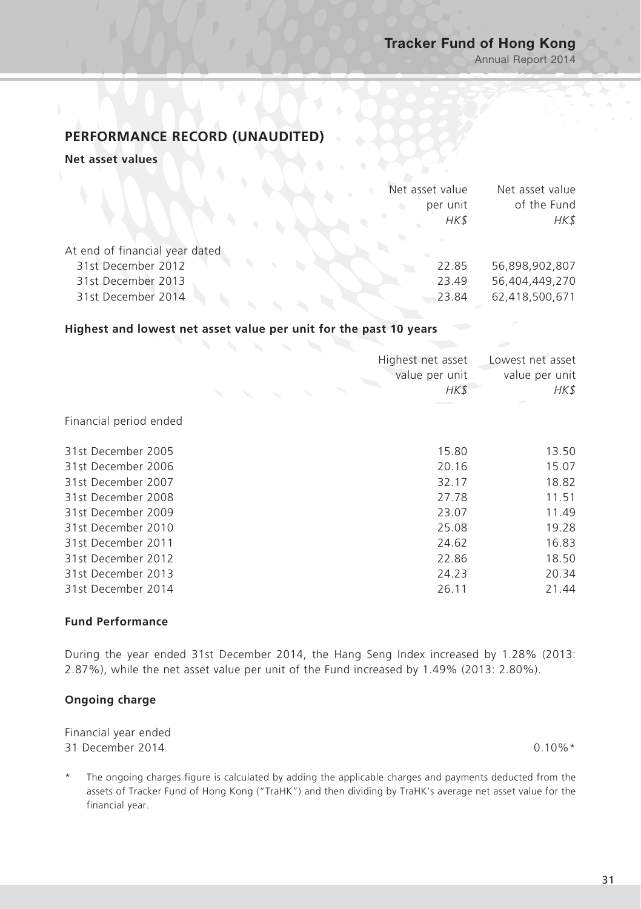## PERFORMANCE RECORD (UNAUDITED)

### Net asset values

| | Net asset value per unit *HK$* | Net asset value of the Fund *HK$* |
|---|---|---|
| At end of financial year dated | | |
| 31st December 2012 | 22.85 | 56,898,902,807 |
| 31st December 2013 | 23.49 | 56,404,449,270 |
| 31st December 2014 | 23.84 | 62,418,500,671 |

### Highest and lowest net asset value per unit for the past 10 years

| | Highest net asset value per unit *HK$* | Lowest net asset value per unit *HK$* |
|---|---|---|
| Financial period ended | | |
| 31st December 2005 | 15.80 | 13.50 |
| 31st December 2006 | 20.16 | 15.07 |
| 31st December 2007 | 32.17 | 18.82 |
| 31st December 2008 | 27.78 | 11.51 |
| 31st December 2009 | 23.07 | 11.49 |
| 31st December 2010 | 25.08 | 19.28 |
| 31st December 2011 | 24.62 | 16.83 |
| 31st December 2012 | 22.86 | 18.50 |
| 31st December 2013 | 24.23 | 20.34 |
| 31st December 2014 | 26.11 | 21.44 |

### Fund Performance

During the year ended 31st December 2014, the Hang Seng Index increased by 1.28% (2013: 2.87%), while the net asset value per unit of the Fund increased by 1.49% (2013: 2.80%).

### Ongoing charge

| | |
|---|---|
| Financial year ended 31 December 2014 | 0.10%* |

\* The ongoing charges figure is calculated by adding the applicable charges and payments deducted from the assets of Tracker Fund of Hong Kong ("TraHK") and then dividing by TraHK's average net asset value for the financial year.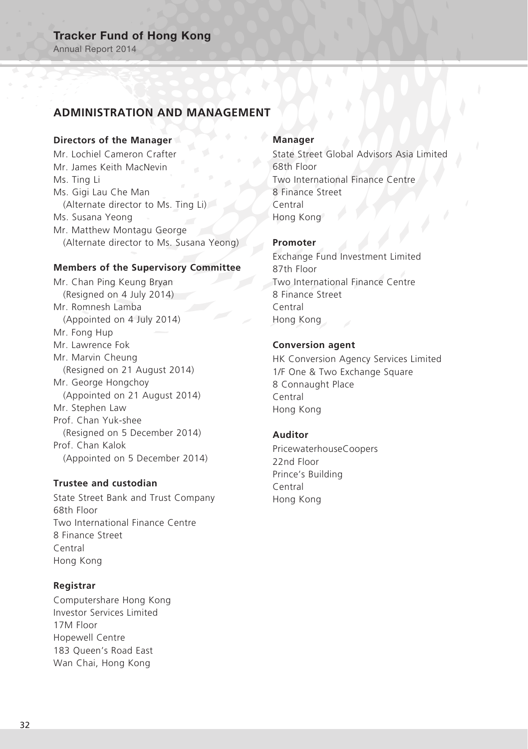## ADMINISTRATION AND MANAGEMENT

### Directors of the Manager

Mr. Lochiel Cameron Crafter
Mr. James Keith MacNevin
Ms. Ting Li
Ms. Gigi Lau Che Man
(Alternate director to Ms. Ting Li)
Ms. Susana Yeong
Mr. Matthew Montagu George
(Alternate director to Ms. Susana Yeong)

### Members of the Supervisory Committee

Mr. Chan Ping Keung Bryan
(Resigned on 4 July 2014)
Mr. Romnesh Lamba
(Appointed on 4 July 2014)
Mr. Fong Hup
Mr. Lawrence Fok
Mr. Marvin Cheung
(Resigned on 21 August 2014)
Mr. George Hongchoy
(Appointed on 21 August 2014)
Mr. Stephen Law
Prof. Chan Yuk-shee
(Resigned on 5 December 2014)
Prof. Chan Kalok
(Appointed on 5 December 2014)

### Trustee and custodian

State Street Bank and Trust Company
68th Floor
Two International Finance Centre
8 Finance Street
Central
Hong Kong

### Registrar

Computershare Hong Kong
Investor Services Limited
17M Floor
Hopewell Centre
183 Queen's Road East
Wan Chai, Hong Kong

### Manager

State Street Global Advisors Asia Limited
68th Floor
Two International Finance Centre
8 Finance Street
Central
Hong Kong

### Promoter

Exchange Fund Investment Limited
87th Floor
Two International Finance Centre
8 Finance Street
Central
Hong Kong

### Conversion agent

HK Conversion Agency Services Limited
1/F One & Two Exchange Square
8 Connaught Place
Central
Hong Kong

### Auditor

PricewaterhouseCoopers
22nd Floor
Prince's Building
Central
Hong Kong